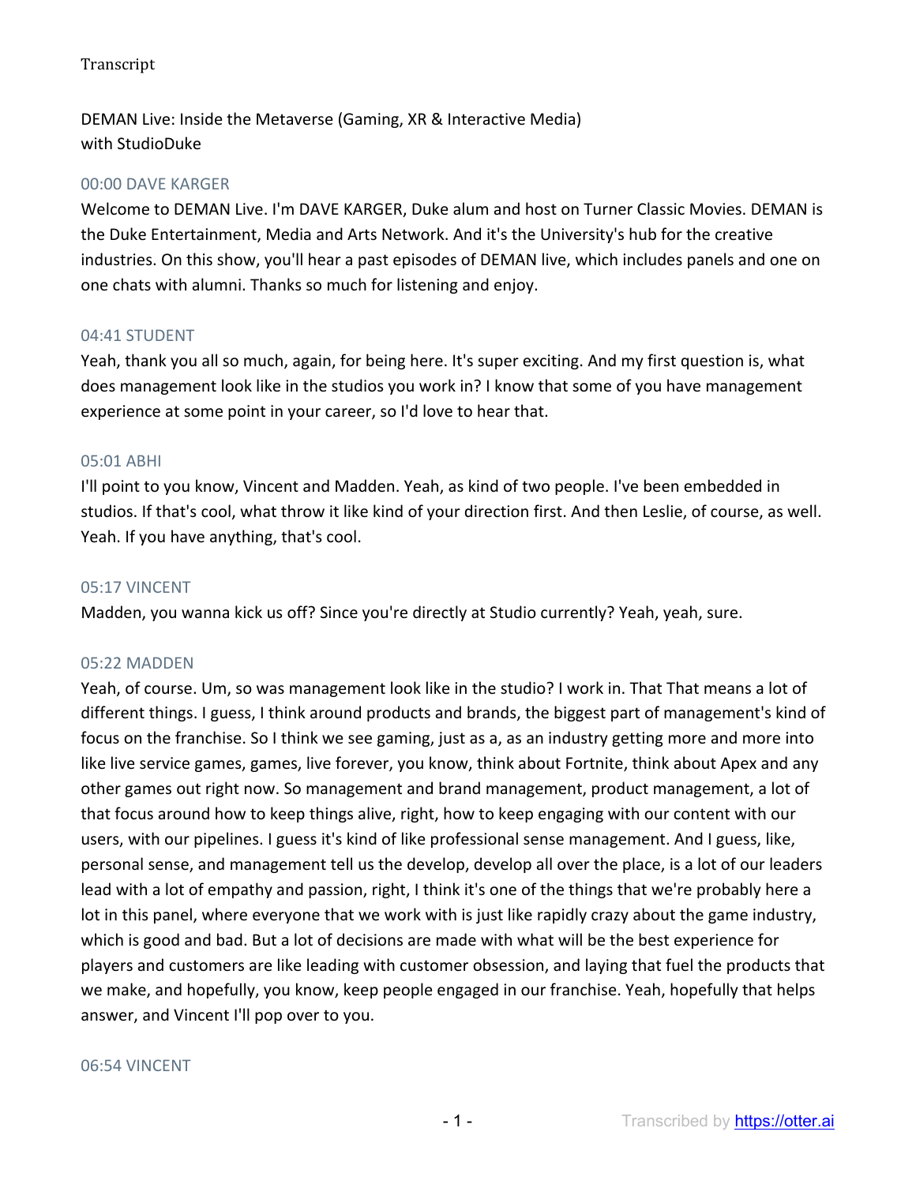Transcript

DEMAN Live: Inside the Metaverse (Gaming, XR & Interactive Media) with StudioDuke

### 00:00 DAVE KARGER

Welcome to DEMAN Live. I'm DAVE KARGER, Duke alum and host on Turner Classic Movies. DEMAN is the Duke Entertainment, Media and Arts Network. And it's the University's hub for the creative industries. On this show, you'll hear a past episodes of DEMAN live, which includes panels and one on one chats with alumni. Thanks so much for listening and enjoy.

### 04:41 STUDENT

Yeah, thank you all so much, again, for being here. It's super exciting. And my first question is, what does management look like in the studios you work in? I know that some of you have management experience at some point in your career, so I'd love to hear that.

### 05:01 ABHI

I'll point to you know, Vincent and Madden. Yeah, as kind of two people. I've been embedded in studios. If that's cool, what throw it like kind of your direction first. And then Leslie, of course, as well. Yeah. If you have anything, that's cool.

### 05:17 VINCENT

Madden, you wanna kick us off? Since you're directly at Studio currently? Yeah, yeah, sure.

### 05:22 MADDEN

Yeah, of course. Um, so was management look like in the studio? I work in. That That means a lot of different things. I guess, I think around products and brands, the biggest part of management's kind of focus on the franchise. So I think we see gaming, just as a, as an industry getting more and more into like live service games, games, live forever, you know, think about Fortnite, think about Apex and any other games out right now. So management and brand management, product management, a lot of that focus around how to keep things alive, right, how to keep engaging with our content with our users, with our pipelines. I guess it's kind of like professional sense management. And I guess, like, personal sense, and management tell us the develop, develop all over the place, is a lot of our leaders lead with a lot of empathy and passion, right, I think it's one of the things that we're probably here a lot in this panel, where everyone that we work with is just like rapidly crazy about the game industry, which is good and bad. But a lot of decisions are made with what will be the best experience for players and customers are like leading with customer obsession, and laying that fuel the products that we make, and hopefully, you know, keep people engaged in our franchise. Yeah, hopefully that helps answer, and Vincent I'll pop over to you.

### 06:54 VINCENT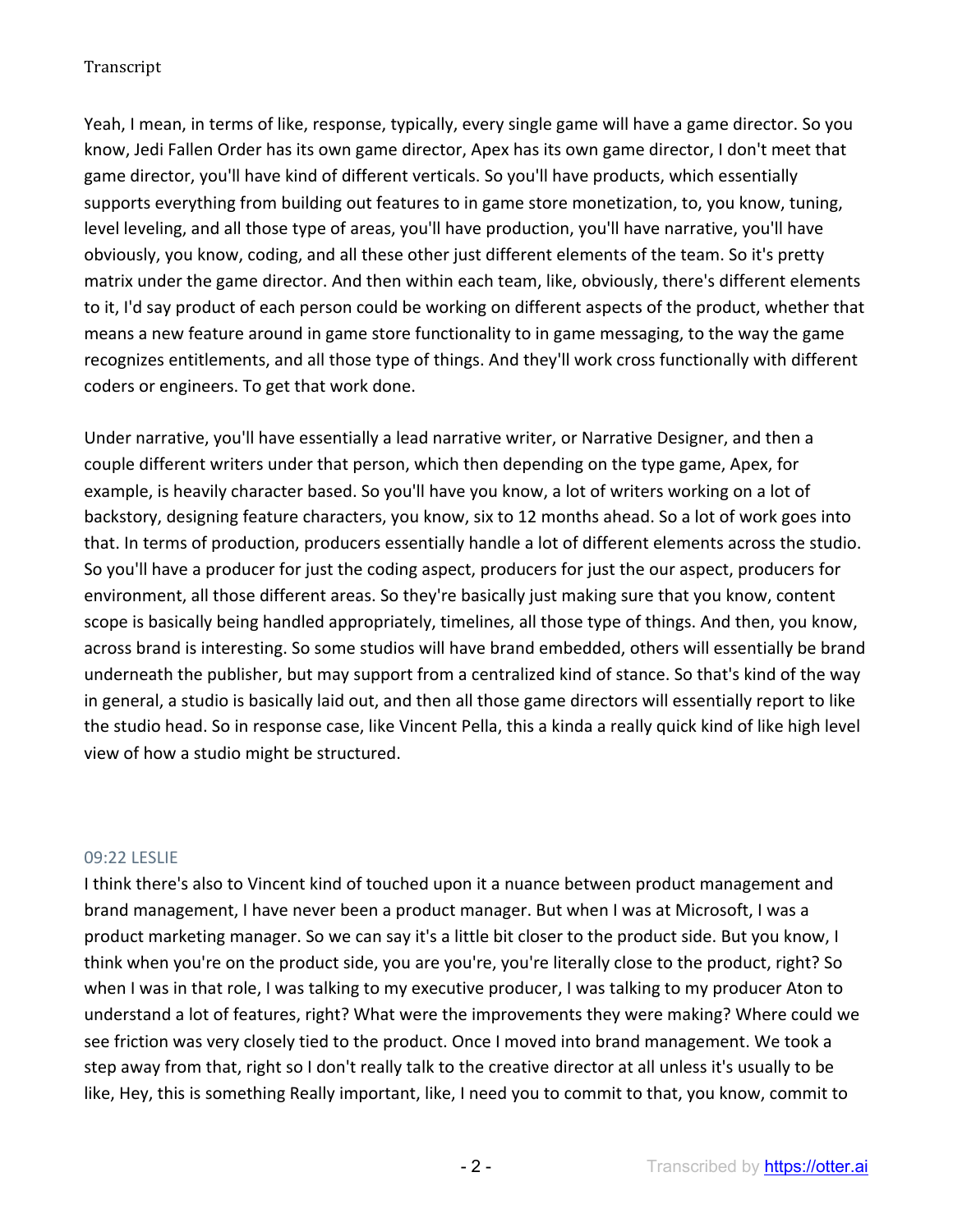Yeah, I mean, in terms of like, response, typically, every single game will have a game director. So you know, Jedi Fallen Order has its own game director, Apex has its own game director, I don't meet that game director, you'll have kind of different verticals. So you'll have products, which essentially supports everything from building out features to in game store monetization, to, you know, tuning, level leveling, and all those type of areas, you'll have production, you'll have narrative, you'll have obviously, you know, coding, and all these other just different elements of the team. So it's pretty matrix under the game director. And then within each team, like, obviously, there's different elements to it, I'd say product of each person could be working on different aspects of the product, whether that means a new feature around in game store functionality to in game messaging, to the way the game recognizes entitlements, and all those type of things. And they'll work cross functionally with different coders or engineers. To get that work done.

Under narrative, you'll have essentially a lead narrative writer, or Narrative Designer, and then a couple different writers under that person, which then depending on the type game, Apex, for example, is heavily character based. So you'll have you know, a lot of writers working on a lot of backstory, designing feature characters, you know, six to 12 months ahead. So a lot of work goes into that. In terms of production, producers essentially handle a lot of different elements across the studio. So you'll have a producer for just the coding aspect, producers for just the our aspect, producers for environment, all those different areas. So they're basically just making sure that you know, content scope is basically being handled appropriately, timelines, all those type of things. And then, you know, across brand is interesting. So some studios will have brand embedded, others will essentially be brand underneath the publisher, but may support from a centralized kind of stance. So that's kind of the way in general, a studio is basically laid out, and then all those game directors will essentially report to like the studio head. So in response case, like Vincent Pella, this a kinda a really quick kind of like high level view of how a studio might be structured.

09:22 LESLIE

I think there's also to Vincent kind of touched upon it a nuance between product management and brand management, I have never been a product manager. But when I was at Microsoft, I was a product marketing manager. So we can say it's a little bit closer to the product side. But you know, I think when you're on the product side, you are you're, you're literally close to the product, right? So when I was in that role, I was talking to my executive producer, I was talking to my producer Aton to understand a lot of features, right? What were the improvements they were making? Where could we see friction was very closely tied to the product. Once I moved into brand management. We took a step away from that, right so I don't really talk to the creative director at all unless it's usually to be like, Hey, this is something Really important, like, I need you to commit to that, you know, commit to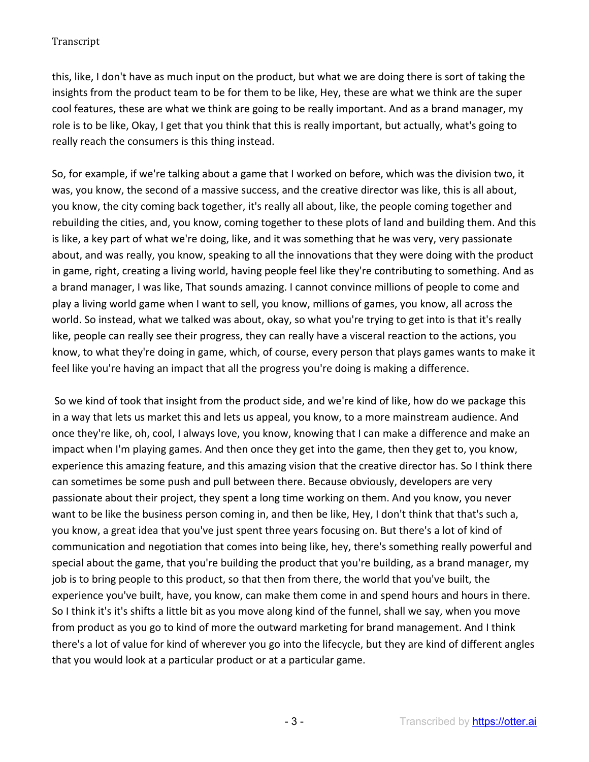this, like, I don't have as much input on the product, but what we are doing there is sort of taking the insights from the product team to be for them to be like, Hey, these are what we think are the super cool features, these are what we think are going to be really important. And as a brand manager, my role is to be like, Okay, I get that you think that this is really important, but actually, what's going to really reach the consumers is this thing instead.

So, for example, if we're talking about a game that I worked on before, which was the division two, it was, you know, the second of a massive success, and the creative director was like, this is all about, you know, the city coming back together, it's really all about, like, the people coming together and rebuilding the cities, and, you know, coming together to these plots of land and building them. And this is like, a key part of what we're doing, like, and it was something that he was very, very passionate about, and was really, you know, speaking to all the innovations that they were doing with the product in game, right, creating a living world, having people feel like they're contributing to something. And as a brand manager, I was like, That sounds amazing. I cannot convince millions of people to come and play a living world game when I want to sell, you know, millions of games, you know, all across the world. So instead, what we talked was about, okay, so what you're trying to get into is that it's really like, people can really see their progress, they can really have a visceral reaction to the actions, you know, to what they're doing in game, which, of course, every person that plays games wants to make it feel like you're having an impact that all the progress you're doing is making a difference.

So we kind of took that insight from the product side, and we're kind of like, how do we package this in a way that lets us market this and lets us appeal, you know, to a more mainstream audience. And once they're like, oh, cool, I always love, you know, knowing that I can make a difference and make an impact when I'm playing games. And then once they get into the game, then they get to, you know, experience this amazing feature, and this amazing vision that the creative director has. So I think there can sometimes be some push and pull between there. Because obviously, developers are very passionate about their project, they spent a long time working on them. And you know, you never want to be like the business person coming in, and then be like, Hey, I don't think that that's such a, you know, a great idea that you've just spent three years focusing on. But there's a lot of kind of communication and negotiation that comes into being like, hey, there's something really powerful and special about the game, that you're building the product that you're building, as a brand manager, my job is to bring people to this product, so that then from there, the world that you've built, the experience you've built, have, you know, can make them come in and spend hours and hours in there. So I think it's it's shifts a little bit as you move along kind of the funnel, shall we say, when you move from product as you go to kind of more the outward marketing for brand management. And I think there's a lot of value for kind of wherever you go into the lifecycle, but they are kind of different angles that you would look at a particular product or at a particular game.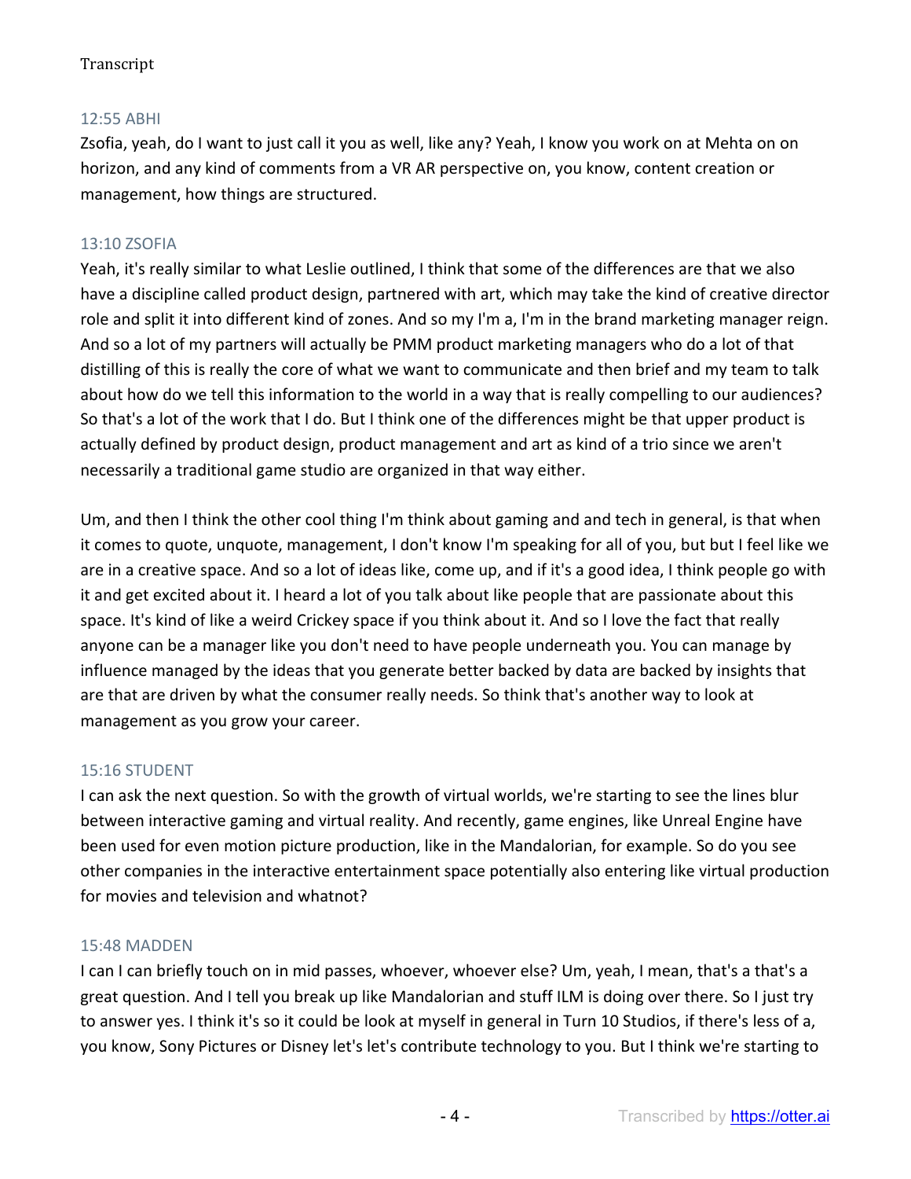12:55 ABHI

Zsofia, yeah, do I want to just call it you as well, like any? Yeah, I know you work on at Mehta on on horizon, and any kind of comments from a VR AR perspective on, you know, content creation or management, how things are structured.

13:10 ZSOFIA

Yeah, it's really similar to what Leslie outlined, I think that some of the differences are that we also have a discipline called product design, partnered with art, which may take the kind of creative director role and split it into different kind of zones. And so my I'm a, I'm in the brand marketing manager reign. And so a lot of my partners will actually be PMM product marketing managers who do a lot of that distilling of this is really the core of what we want to communicate and then brief and my team to talk about how do we tell this information to the world in a way that is really compelling to our audiences? So that's a lot of the work that I do. But I think one of the differences might be that upper product is actually defined by product design, product management and art as kind of a trio since we aren't necessarily a traditional game studio are organized in that way either.

Um, and then I think the other cool thing I'm think about gaming and and tech in general, is that when it comes to quote, unquote, management, I don't know I'm speaking for all of you, but but I feel like we are in a creative space. And so a lot of ideas like, come up, and if it's a good idea, I think people go with it and get excited about it. I heard a lot of you talk about like people that are passionate about this space. It's kind of like a weird Crickey space if you think about it. And so I love the fact that really anyone can be a manager like you don't need to have people underneath you. You can manage by influence managed by the ideas that you generate better backed by data are backed by insights that are that are driven by what the consumer really needs. So think that's another way to look at management as you grow your career.

15:16 STUDENT

I can ask the next question. So with the growth of virtual worlds, we're starting to see the lines blur between interactive gaming and virtual reality. And recently, game engines, like Unreal Engine have been used for even motion picture production, like in the Mandalorian, for example. So do you see other companies in the interactive entertainment space potentially also entering like virtual production for movies and television and whatnot?

15:48 MADDEN

I can I can briefly touch on in mid passes, whoever, whoever else? Um, yeah, I mean, that's a that's a great question. And I tell you break up like Mandalorian and stuff ILM is doing over there. So I just try to answer yes. I think it's so it could be look at myself in general in Turn 10 Studios, if there's less of a, you know, Sony Pictures or Disney let's let's contribute technology to you. But I think we're starting to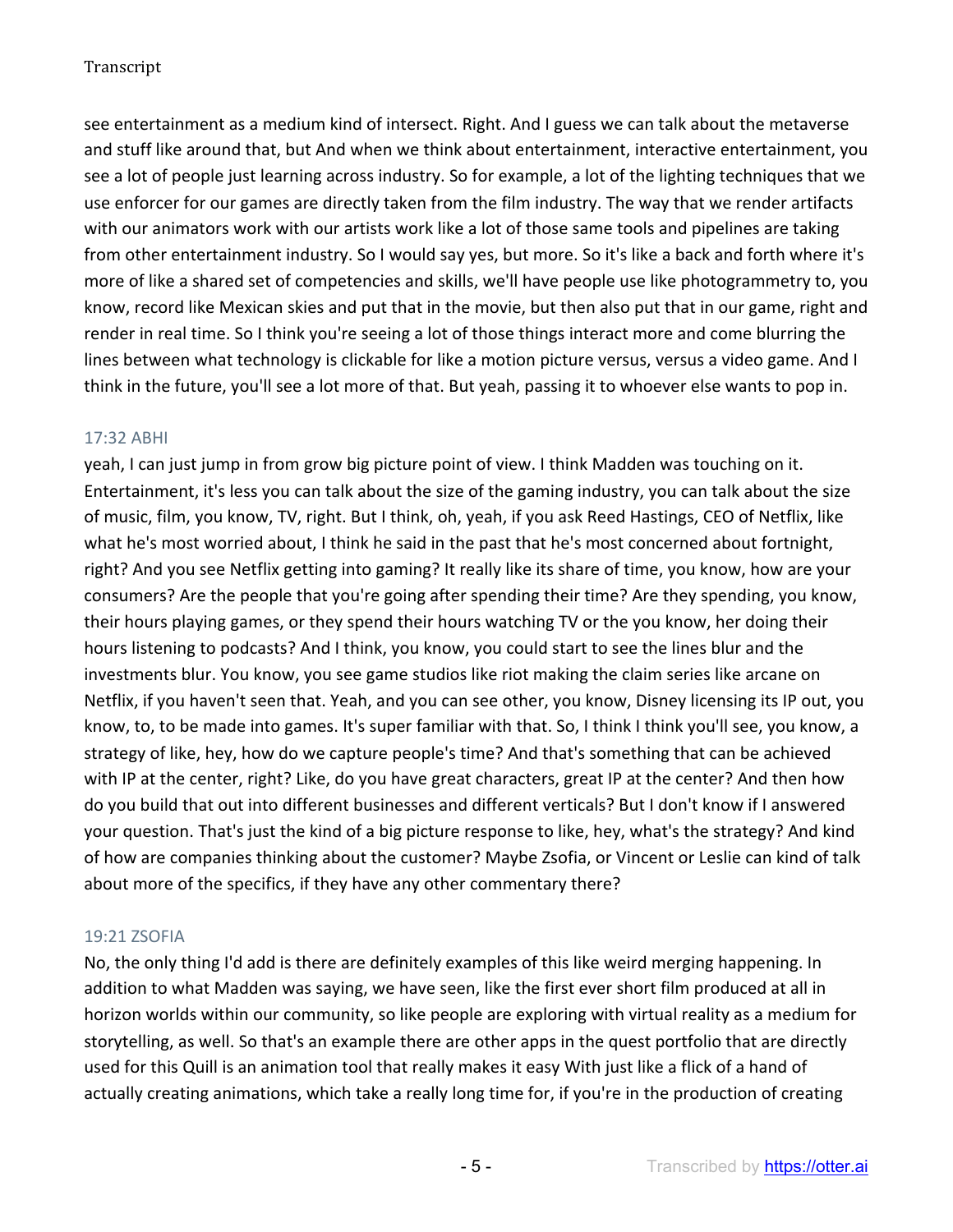see entertainment as a medium kind of intersect. Right. And I guess we can talk about the metaverse and stuff like around that, but And when we think about entertainment, interactive entertainment, you see a lot of people just learning across industry. So for example, a lot of the lighting techniques that we use enforcer for our games are directly taken from the film industry. The way that we render artifacts with our animators work with our artists work like a lot of those same tools and pipelines are taking from other entertainment industry. So I would say yes, but more. So it's like a back and forth where it's more of like a shared set of competencies and skills, we'll have people use like photogrammetry to, you know, record like Mexican skies and put that in the movie, but then also put that in our game, right and render in real time. So I think you're seeing a lot of those things interact more and come blurring the lines between what technology is clickable for like a motion picture versus, versus a video game. And I think in the future, you'll see a lot more of that. But yeah, passing it to whoever else wants to pop in.

17:32 ABHI

yeah, I can just jump in from grow big picture point of view. I think Madden was touching on it. Entertainment, it's less you can talk about the size of the gaming industry, you can talk about the size of music, film, you know, TV, right. But I think, oh, yeah, if you ask Reed Hastings, CEO of Netflix, like what he's most worried about, I think he said in the past that he's most concerned about fortnight, right? And you see Netflix getting into gaming? It really like its share of time, you know, how are your consumers? Are the people that you're going after spending their time? Are they spending, you know, their hours playing games, or they spend their hours watching TV or the you know, her doing their hours listening to podcasts? And I think, you know, you could start to see the lines blur and the investments blur. You know, you see game studios like riot making the claim series like arcane on Netflix, if you haven't seen that. Yeah, and you can see other, you know, Disney licensing its IP out, you know, to, to be made into games. It's super familiar with that. So, I think I think you'll see, you know, a strategy of like, hey, how do we capture people's time? And that's something that can be achieved with IP at the center, right? Like, do you have great characters, great IP at the center? And then how do you build that out into different businesses and different verticals? But I don't know if I answered your question. That's just the kind of a big picture response to like, hey, what's the strategy? And kind of how are companies thinking about the customer? Maybe Zsofia, or Vincent or Leslie can kind of talk about more of the specifics, if they have any other commentary there?

19:21 ZSOFIA

No, the only thing I'd add is there are definitely examples of this like weird merging happening. In addition to what Madden was saying, we have seen, like the first ever short film produced at all in horizon worlds within our community, so like people are exploring with virtual reality as a medium for storytelling, as well. So that's an example there are other apps in the quest portfolio that are directly used for this Quill is an animation tool that really makes it easy With just like a flick of a hand of actually creating animations, which take a really long time for, if you're in the production of creating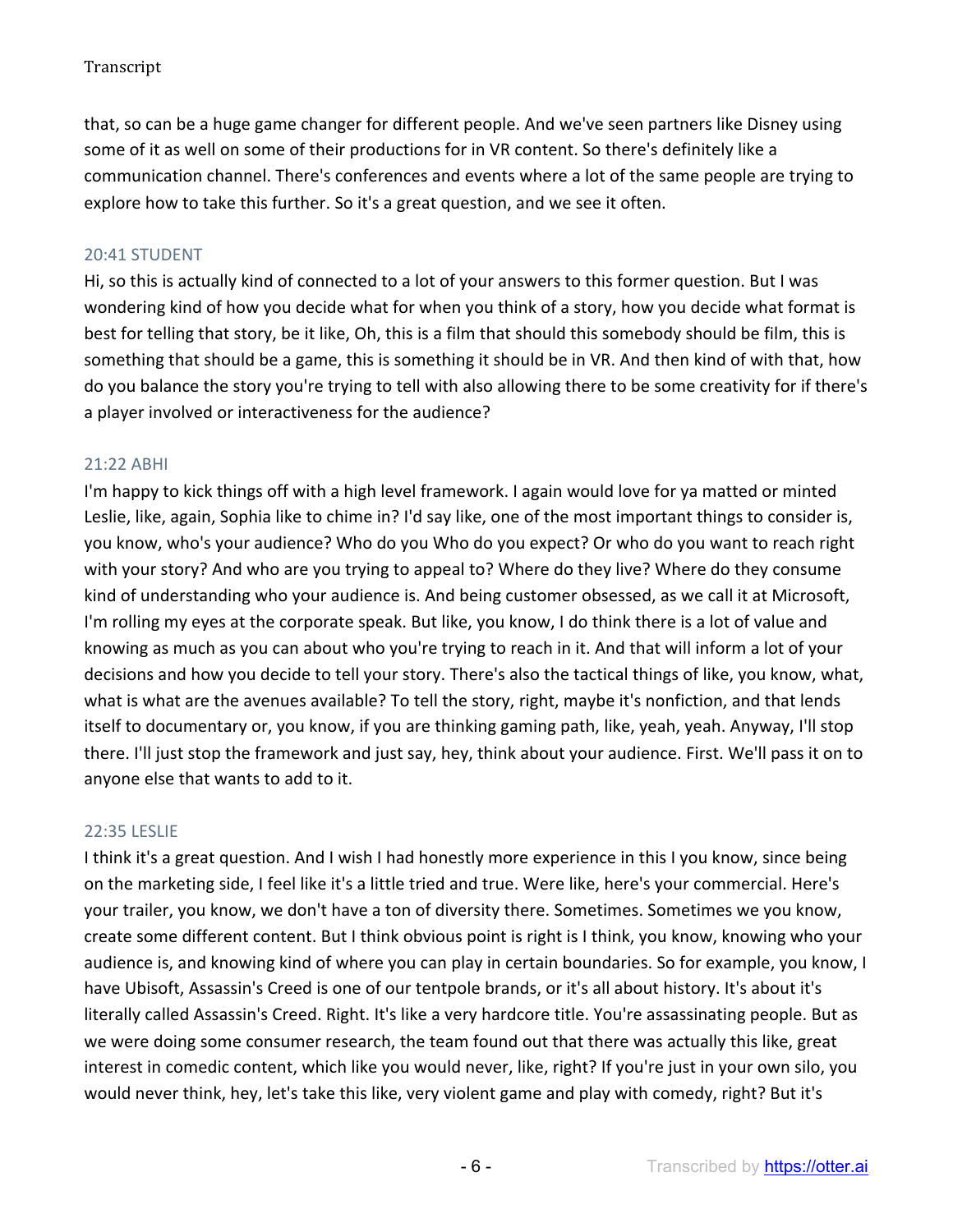that, so can be a huge game changer for different people. And we've seen partners like Disney using some of it as well on some of their productions for in VR content. So there's definitely like a communication channel. There's conferences and events where a lot of the same people are trying to explore how to take this further. So it's a great question, and we see it often.

20:41 STUDENT

Hi, so this is actually kind of connected to a lot of your answers to this former question. But I was wondering kind of how you decide what for when you think of a story, how you decide what format is best for telling that story, be it like, Oh, this is a film that should this somebody should be film, this is something that should be a game, this is something it should be in VR. And then kind of with that, how do you balance the story you're trying to tell with also allowing there to be some creativity for if there's a player involved or interactiveness for the audience?

21:22 ABHI

I'm happy to kick things off with a high level framework. I again would love for ya matted or minted Leslie, like, again, Sophia like to chime in? I'd say like, one of the most important things to consider is, you know, who's your audience? Who do you Who do you expect? Or who do you want to reach right with your story? And who are you trying to appeal to? Where do they live? Where do they consume kind of understanding who your audience is. And being customer obsessed, as we call it at Microsoft, I'm rolling my eyes at the corporate speak. But like, you know, I do think there is a lot of value and knowing as much as you can about who you're trying to reach in it. And that will inform a lot of your decisions and how you decide to tell your story. There's also the tactical things of like, you know, what, what is what are the avenues available? To tell the story, right, maybe it's nonfiction, and that lends itself to documentary or, you know, if you are thinking gaming path, like, yeah, yeah. Anyway, I'll stop there. I'll just stop the framework and just say, hey, think about your audience. First. We'll pass it on to anyone else that wants to add to it.

22:35 LESLIE

I think it's a great question. And I wish I had honestly more experience in this I you know, since being on the marketing side, I feel like it's a little tried and true. Were like, here's your commercial. Here's your trailer, you know, we don't have a ton of diversity there. Sometimes. Sometimes we you know, create some different content. But I think obvious point is right is I think, you know, knowing who your audience is, and knowing kind of where you can play in certain boundaries. So for example, you know, I have Ubisoft, Assassin's Creed is one of our tentpole brands, or it's all about history. It's about it's literally called Assassin's Creed. Right. It's like a very hardcore title. You're assassinating people. But as we were doing some consumer research, the team found out that there was actually this like, great interest in comedic content, which like you would never, like, right? If you're just in your own silo, you would never think, hey, let's take this like, very violent game and play with comedy, right? But it's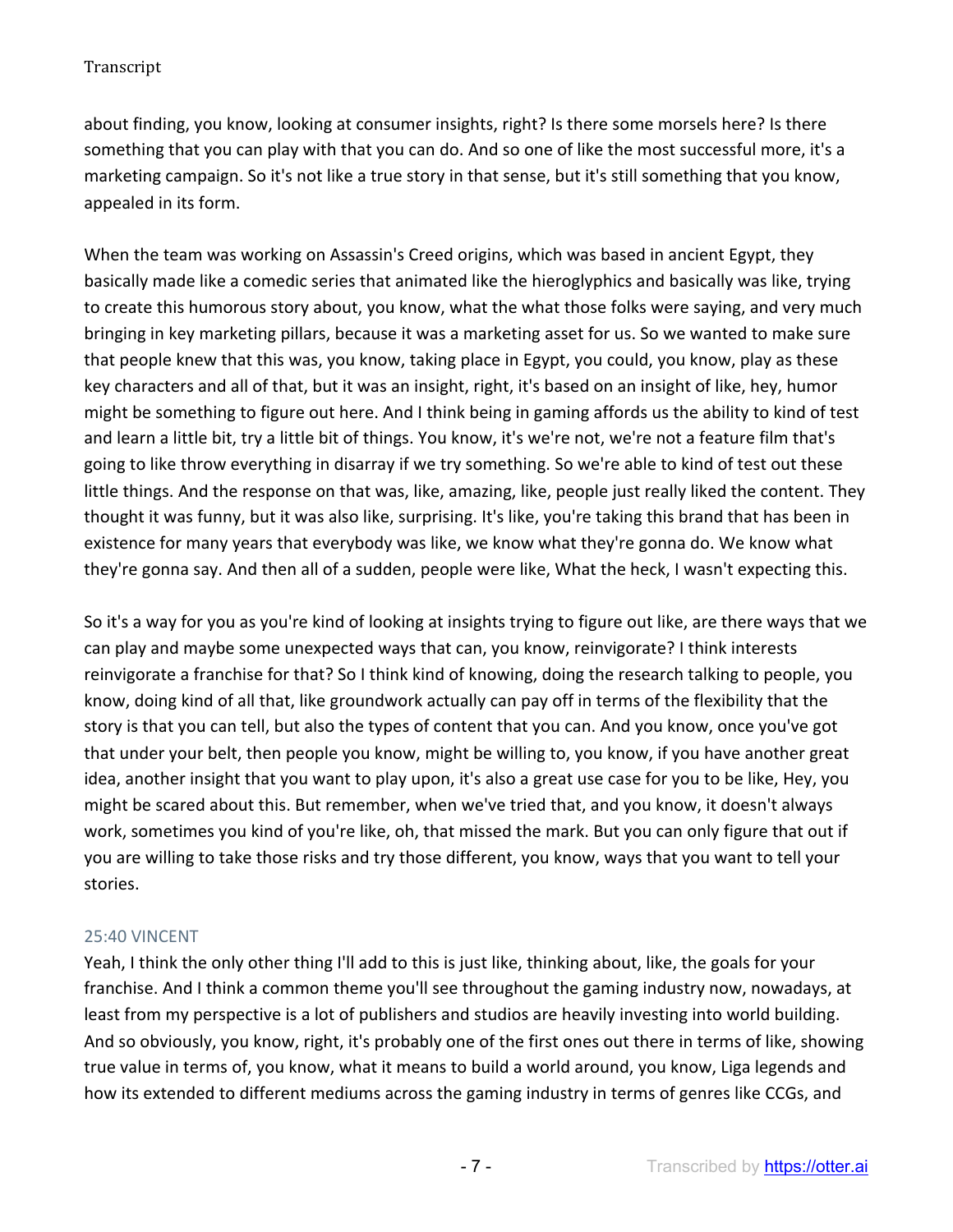about finding, you know, looking at consumer insights, right? Is there some morsels here? Is there something that you can play with that you can do. And so one of like the most successful more, it's a marketing campaign. So it's not like a true story in that sense, but it's still something that you know, appealed in its form.

When the team was working on Assassin's Creed origins, which was based in ancient Egypt, they basically made like a comedic series that animated like the hieroglyphics and basically was like, trying to create this humorous story about, you know, what the what those folks were saying, and very much bringing in key marketing pillars, because it was a marketing asset for us. So we wanted to make sure that people knew that this was, you know, taking place in Egypt, you could, you know, play as these key characters and all of that, but it was an insight, right, it's based on an insight of like, hey, humor might be something to figure out here. And I think being in gaming affords us the ability to kind of test and learn a little bit, try a little bit of things. You know, it's we're not, we're not a feature film that's going to like throw everything in disarray if we try something. So we're able to kind of test out these little things. And the response on that was, like, amazing, like, people just really liked the content. They thought it was funny, but it was also like, surprising. It's like, you're taking this brand that has been in existence for many years that everybody was like, we know what they're gonna do. We know what they're gonna say. And then all of a sudden, people were like, What the heck, I wasn't expecting this.

So it's a way for you as you're kind of looking at insights trying to figure out like, are there ways that we can play and maybe some unexpected ways that can, you know, reinvigorate? I think interests reinvigorate a franchise for that? So I think kind of knowing, doing the research talking to people, you know, doing kind of all that, like groundwork actually can pay off in terms of the flexibility that the story is that you can tell, but also the types of content that you can. And you know, once you've got that under your belt, then people you know, might be willing to, you know, if you have another great idea, another insight that you want to play upon, it's also a great use case for you to be like, Hey, you might be scared about this. But remember, when we've tried that, and you know, it doesn't always work, sometimes you kind of you're like, oh, that missed the mark. But you can only figure that out if you are willing to take those risks and try those different, you know, ways that you want to tell your stories.

### 25:40 VINCENT

Yeah, I think the only other thing I'll add to this is just like, thinking about, like, the goals for your franchise. And I think a common theme you'll see throughout the gaming industry now, nowadays, at least from my perspective is a lot of publishers and studios are heavily investing into world building. And so obviously, you know, right, it's probably one of the first ones out there in terms of like, showing true value in terms of, you know, what it means to build a world around, you know, Liga legends and how its extended to different mediums across the gaming industry in terms of genres like CCGs, and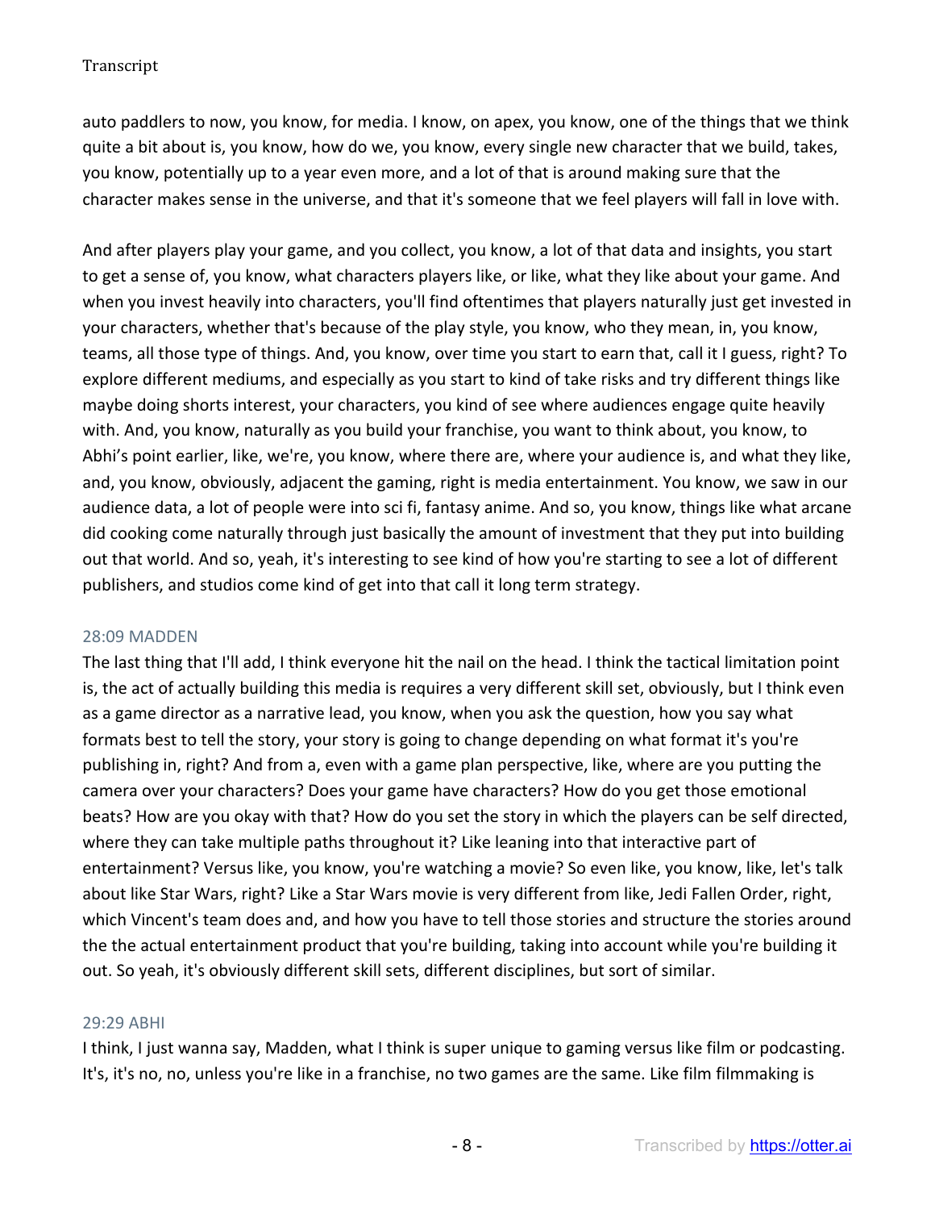auto paddlers to now, you know, for media. I know, on apex, you know, one of the things that we think quite a bit about is, you know, how do we, you know, every single new character that we build, takes, you know, potentially up to a year even more, and a lot of that is around making sure that the character makes sense in the universe, and that it's someone that we feel players will fall in love with.

And after players play your game, and you collect, you know, a lot of that data and insights, you start to get a sense of, you know, what characters players like, or like, what they like about your game. And when you invest heavily into characters, you'll find oftentimes that players naturally just get invested in your characters, whether that's because of the play style, you know, who they mean, in, you know, teams, all those type of things. And, you know, over time you start to earn that, call it I guess, right? To explore different mediums, and especially as you start to kind of take risks and try different things like maybe doing shorts interest, your characters, you kind of see where audiences engage quite heavily with. And, you know, naturally as you build your franchise, you want to think about, you know, to Abhi's point earlier, like, we're, you know, where there are, where your audience is, and what they like, and, you know, obviously, adjacent the gaming, right is media entertainment. You know, we saw in our audience data, a lot of people were into sci fi, fantasy anime. And so, you know, things like what arcane did cooking come naturally through just basically the amount of investment that they put into building out that world. And so, yeah, it's interesting to see kind of how you're starting to see a lot of different publishers, and studios come kind of get into that call it long term strategy.

28:09 MADDEN

The last thing that I'll add, I think everyone hit the nail on the head. I think the tactical limitation point is, the act of actually building this media is requires a very different skill set, obviously, but I think even as a game director as a narrative lead, you know, when you ask the question, how you say what formats best to tell the story, your story is going to change depending on what format it's you're publishing in, right? And from a, even with a game plan perspective, like, where are you putting the camera over your characters? Does your game have characters? How do you get those emotional beats? How are you okay with that? How do you set the story in which the players can be self directed, where they can take multiple paths throughout it? Like leaning into that interactive part of entertainment? Versus like, you know, you're watching a movie? So even like, you know, like, let's talk about like Star Wars, right? Like a Star Wars movie is very different from like, Jedi Fallen Order, right, which Vincent's team does and, and how you have to tell those stories and structure the stories around the the actual entertainment product that you're building, taking into account while you're building it out. So yeah, it's obviously different skill sets, different disciplines, but sort of similar.

29:29 ABHI

I think, I just wanna say, Madden, what I think is super unique to gaming versus like film or podcasting. It's, it's no, no, unless you're like in a franchise, no two games are the same. Like film filmmaking is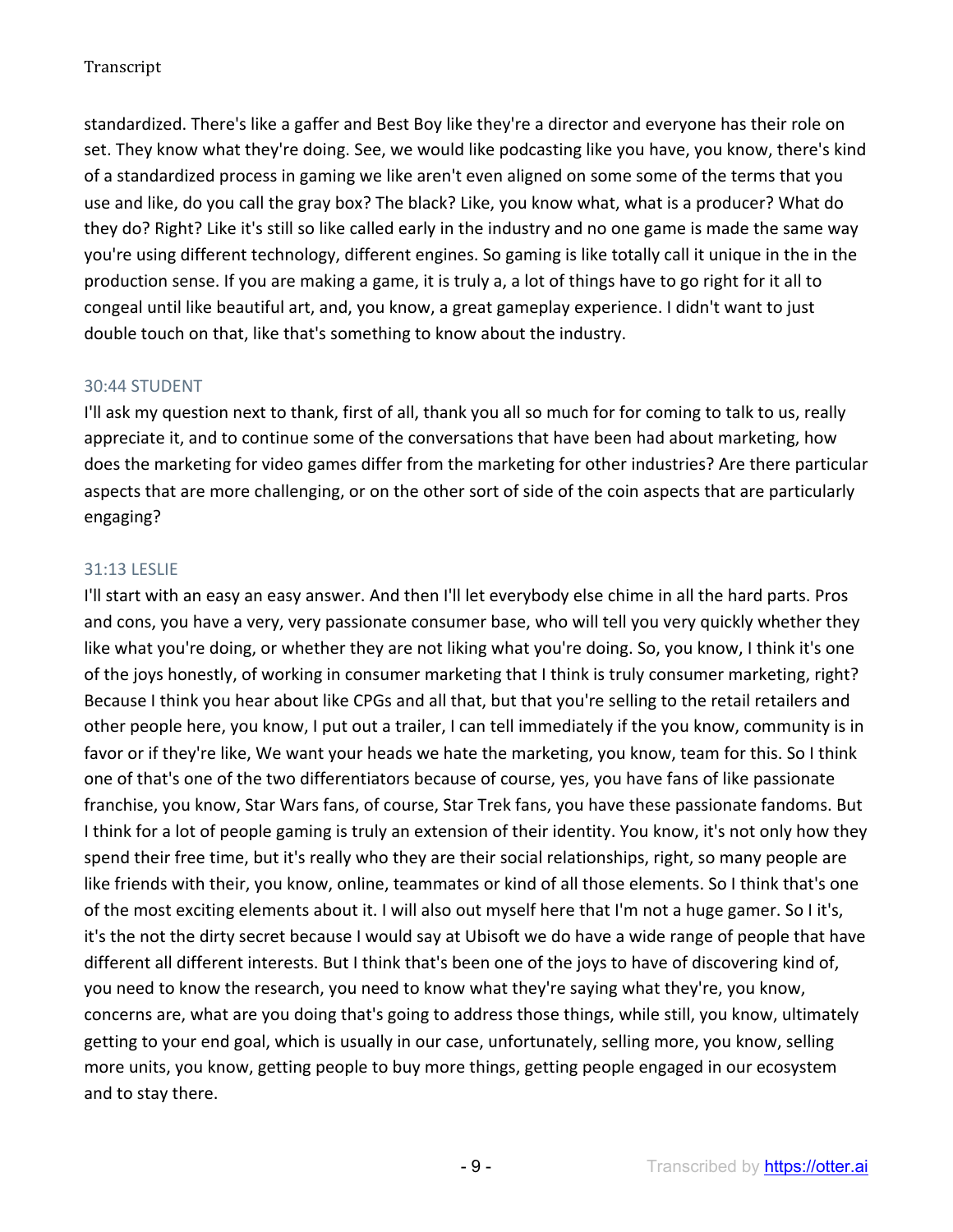standardized. There's like a gaffer and Best Boy like they're a director and everyone has their role on set. They know what they're doing. See, we would like podcasting like you have, you know, there's kind of a standardized process in gaming we like aren't even aligned on some some of the terms that you use and like, do you call the gray box? The black? Like, you know what, what is a producer? What do they do? Right? Like it's still so like called early in the industry and no one game is made the same way you're using different technology, different engines. So gaming is like totally call it unique in the in the production sense. If you are making a game, it is truly a, a lot of things have to go right for it all to congeal until like beautiful art, and, you know, a great gameplay experience. I didn't want to just double touch on that, like that's something to know about the industry.

30:44 STUDENT

I'll ask my question next to thank, first of all, thank you all so much for for coming to talk to us, really appreciate it, and to continue some of the conversations that have been had about marketing, how does the marketing for video games differ from the marketing for other industries? Are there particular aspects that are more challenging, or on the other sort of side of the coin aspects that are particularly engaging?

31:13 LESLIE

I'll start with an easy an easy answer. And then I'll let everybody else chime in all the hard parts. Pros and cons, you have a very, very passionate consumer base, who will tell you very quickly whether they like what you're doing, or whether they are not liking what you're doing. So, you know, I think it's one of the joys honestly, of working in consumer marketing that I think is truly consumer marketing, right? Because I think you hear about like CPGs and all that, but that you're selling to the retail retailers and other people here, you know, I put out a trailer, I can tell immediately if the you know, community is in favor or if they're like, We want your heads we hate the marketing, you know, team for this. So I think one of that's one of the two differentiators because of course, yes, you have fans of like passionate franchise, you know, Star Wars fans, of course, Star Trek fans, you have these passionate fandoms. But I think for a lot of people gaming is truly an extension of their identity. You know, it's not only how they spend their free time, but it's really who they are their social relationships, right, so many people are like friends with their, you know, online, teammates or kind of all those elements. So I think that's one of the most exciting elements about it. I will also out myself here that I'm not a huge gamer. So I it's, it's the not the dirty secret because I would say at Ubisoft we do have a wide range of people that have different all different interests. But I think that's been one of the joys to have of discovering kind of, you need to know the research, you need to know what they're saying what they're, you know, concerns are, what are you doing that's going to address those things, while still, you know, ultimately getting to your end goal, which is usually in our case, unfortunately, selling more, you know, selling more units, you know, getting people to buy more things, getting people engaged in our ecosystem and to stay there.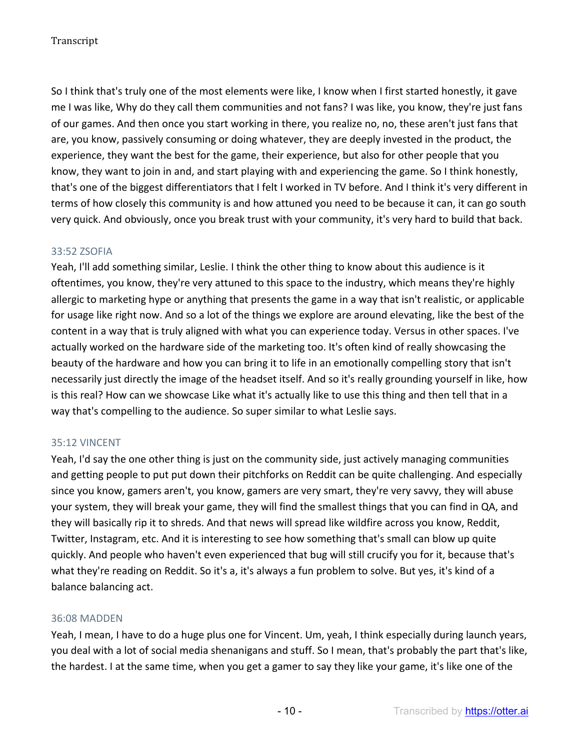So I think that's truly one of the most elements were like, I know when I first started honestly, it gave me I was like, Why do they call them communities and not fans? I was like, you know, they're just fans of our games. And then once you start working in there, you realize no, no, these aren't just fans that are, you know, passively consuming or doing whatever, they are deeply invested in the product, the experience, they want the best for the game, their experience, but also for other people that you know, they want to join in and, and start playing with and experiencing the game. So I think honestly, that's one of the biggest differentiators that I felt I worked in TV before. And I think it's very different in terms of how closely this community is and how attuned you need to be because it can, it can go south very quick. And obviously, once you break trust with your community, it's very hard to build that back.

33:52 ZSOFIA

Yeah, I'll add something similar, Leslie. I think the other thing to know about this audience is it oftentimes, you know, they're very attuned to this space to the industry, which means they're highly allergic to marketing hype or anything that presents the game in a way that isn't realistic, or applicable for usage like right now. And so a lot of the things we explore are around elevating, like the best of the content in a way that is truly aligned with what you can experience today. Versus in other spaces. I've actually worked on the hardware side of the marketing too. It's often kind of really showcasing the beauty of the hardware and how you can bring it to life in an emotionally compelling story that isn't necessarily just directly the image of the headset itself. And so it's really grounding yourself in like, how is this real? How can we showcase Like what it's actually like to use this thing and then tell that in a way that's compelling to the audience. So super similar to what Leslie says.

35:12 VINCENT

Yeah, I'd say the one other thing is just on the community side, just actively managing communities and getting people to put put down their pitchforks on Reddit can be quite challenging. And especially since you know, gamers aren't, you know, gamers are very smart, they're very savvy, they will abuse your system, they will break your game, they will find the smallest things that you can find in QA, and they will basically rip it to shreds. And that news will spread like wildfire across you know, Reddit, Twitter, Instagram, etc. And it is interesting to see how something that's small can blow up quite quickly. And people who haven't even experienced that bug will still crucify you for it, because that's what they're reading on Reddit. So it's a, it's always a fun problem to solve. But yes, it's kind of a balance balancing act.

36:08 MADDEN

Yeah, I mean, I have to do a huge plus one for Vincent. Um, yeah, I think especially during launch years, you deal with a lot of social media shenanigans and stuff. So I mean, that's probably the part that's like, the hardest. I at the same time, when you get a gamer to say they like your game, it's like one of the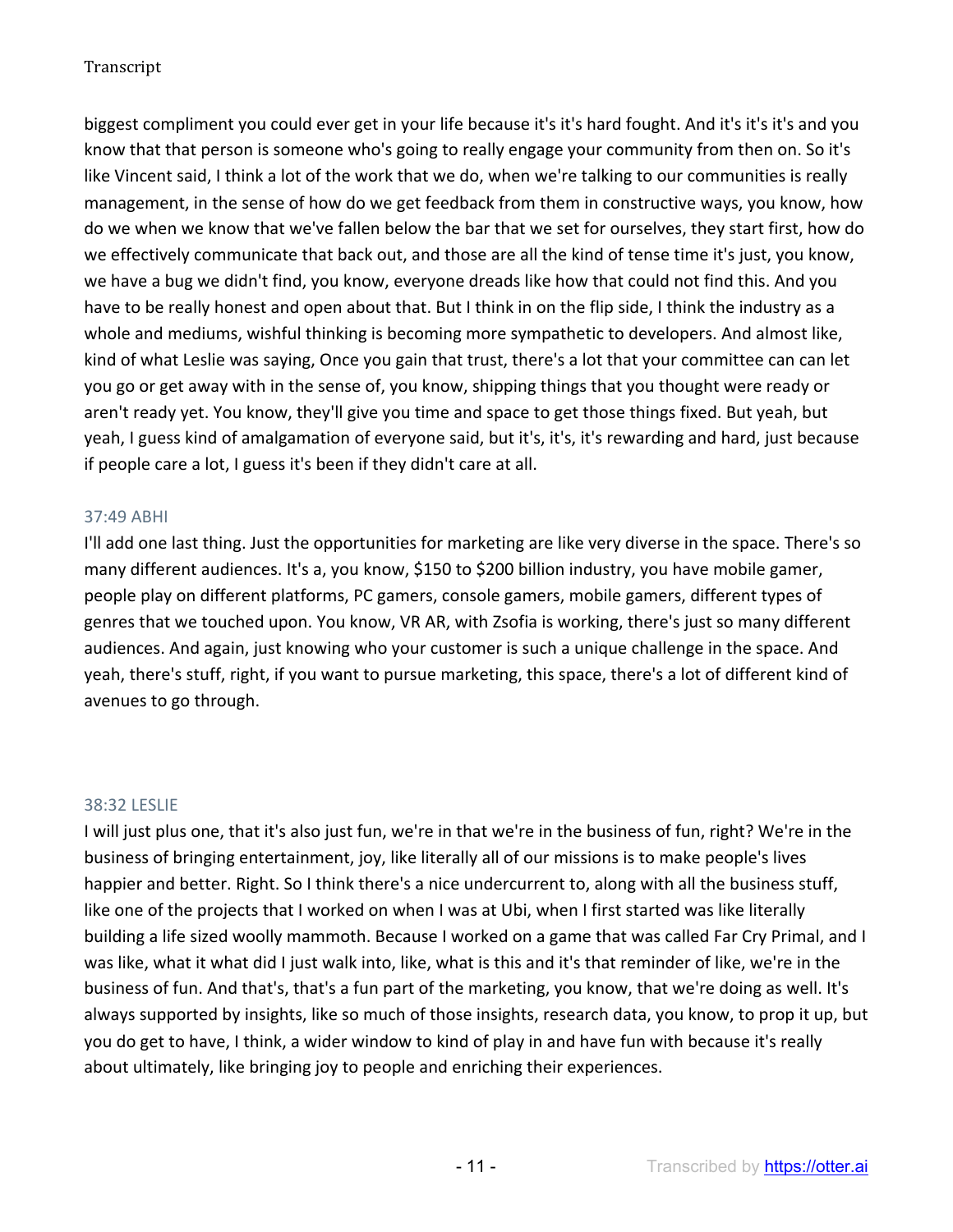biggest compliment you could ever get in your life because it's it's hard fought. And it's it's it's and you know that that person is someone who's going to really engage your community from then on. So it's like Vincent said, I think a lot of the work that we do, when we're talking to our communities is really management, in the sense of how do we get feedback from them in constructive ways, you know, how do we when we know that we've fallen below the bar that we set for ourselves, they start first, how do we effectively communicate that back out, and those are all the kind of tense time it's just, you know, we have a bug we didn't find, you know, everyone dreads like how that could not find this. And you have to be really honest and open about that. But I think in on the flip side, I think the industry as a whole and mediums, wishful thinking is becoming more sympathetic to developers. And almost like, kind of what Leslie was saying, Once you gain that trust, there's a lot that your committee can can let you go or get away with in the sense of, you know, shipping things that you thought were ready or aren't ready yet. You know, they'll give you time and space to get those things fixed. But yeah, but yeah, I guess kind of amalgamation of everyone said, but it's, it's, it's rewarding and hard, just because if people care a lot, I guess it's been if they didn't care at all.

37:49 ABHI

I'll add one last thing. Just the opportunities for marketing are like very diverse in the space. There's so many different audiences. It's a, you know, $150 to $200 billion industry, you have mobile gamer, people play on different platforms, PC gamers, console gamers, mobile gamers, different types of genres that we touched upon. You know, VR AR, with Zsofia is working, there's just so many different audiences. And again, just knowing who your customer is such a unique challenge in the space. And yeah, there's stuff, right, if you want to pursue marketing, this space, there's a lot of different kind of avenues to go through.

38:32 LESLIE

I will just plus one, that it's also just fun, we're in that we're in the business of fun, right? We're in the business of bringing entertainment, joy, like literally all of our missions is to make people's lives happier and better. Right. So I think there's a nice undercurrent to, along with all the business stuff, like one of the projects that I worked on when I was at Ubi, when I first started was like literally building a life sized woolly mammoth. Because I worked on a game that was called Far Cry Primal, and I was like, what it what did I just walk into, like, what is this and it's that reminder of like, we're in the business of fun. And that's, that's a fun part of the marketing, you know, that we're doing as well. It's always supported by insights, like so much of those insights, research data, you know, to prop it up, but you do get to have, I think, a wider window to kind of play in and have fun with because it's really about ultimately, like bringing joy to people and enriching their experiences.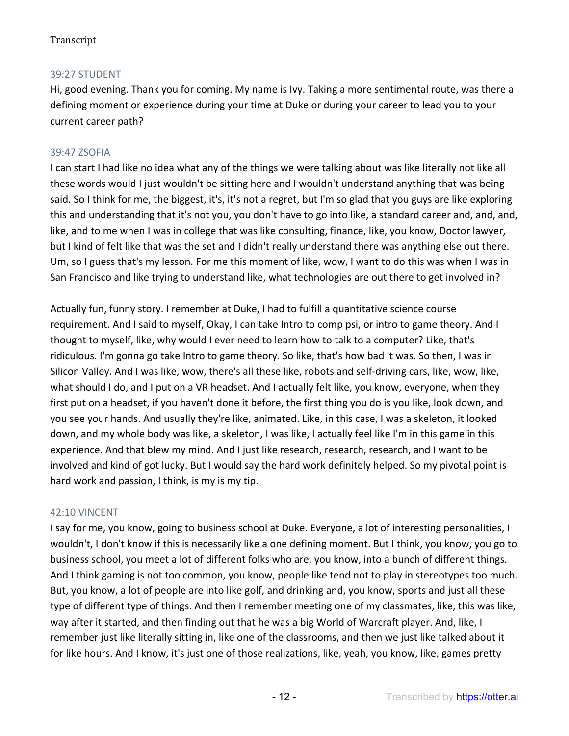### 39:27 STUDENT

Hi, good evening. Thank you for coming. My name is Ivy. Taking a more sentimental route, was there a defining moment or experience during your time at Duke or during your career to lead you to your current career path?

### 39:47 ZSOFIA

I can start I had like no idea what any of the things we were talking about was like literally not like all these words would I just wouldn't be sitting here and I wouldn't understand anything that was being said. So I think for me, the biggest, it's, it's not a regret, but I'm so glad that you guys are like exploring this and understanding that it's not you, you don't have to go into like, a standard career and, and, and, like, and to me when I was in college that was like consulting, finance, like, you know, Doctor lawyer, but I kind of felt like that was the set and I didn't really understand there was anything else out there. Um, so I guess that's my lesson. For me this moment of like, wow, I want to do this was when I was in San Francisco and like trying to understand like, what technologies are out there to get involved in?

Actually fun, funny story. I remember at Duke, I had to fulfill a quantitative science course requirement. And I said to myself, Okay, I can take Intro to comp psi, or intro to game theory. And I thought to myself, like, why would I ever need to learn how to talk to a computer? Like, that's ridiculous. I'm gonna go take Intro to game theory. So like, that's how bad it was. So then, I was in Silicon Valley. And I was like, wow, there's all these like, robots and self-driving cars, like, wow, like, what should I do, and I put on a VR headset. And I actually felt like, you know, everyone, when they first put on a headset, if you haven't done it before, the first thing you do is you like, look down, and you see your hands. And usually they're like, animated. Like, in this case, I was a skeleton, it looked down, and my whole body was like, a skeleton, I was like, I actually feel like I'm in this game in this experience. And that blew my mind. And I just like research, research, research, and I want to be involved and kind of got lucky. But I would say the hard work definitely helped. So my pivotal point is hard work and passion, I think, is my is my tip.

### 42:10 VINCENT

I say for me, you know, going to business school at Duke. Everyone, a lot of interesting personalities, I wouldn't, I don't know if this is necessarily like a one defining moment. But I think, you know, you go to business school, you meet a lot of different folks who are, you know, into a bunch of different things. And I think gaming is not too common, you know, people like tend not to play in stereotypes too much. But, you know, a lot of people are into like golf, and drinking and, you know, sports and just all these type of different type of things. And then I remember meeting one of my classmates, like, this was like, way after it started, and then finding out that he was a big World of Warcraft player. And, like, I remember just like literally sitting in, like one of the classrooms, and then we just like talked about it for like hours. And I know, it's just one of those realizations, like, yeah, you know, like, games pretty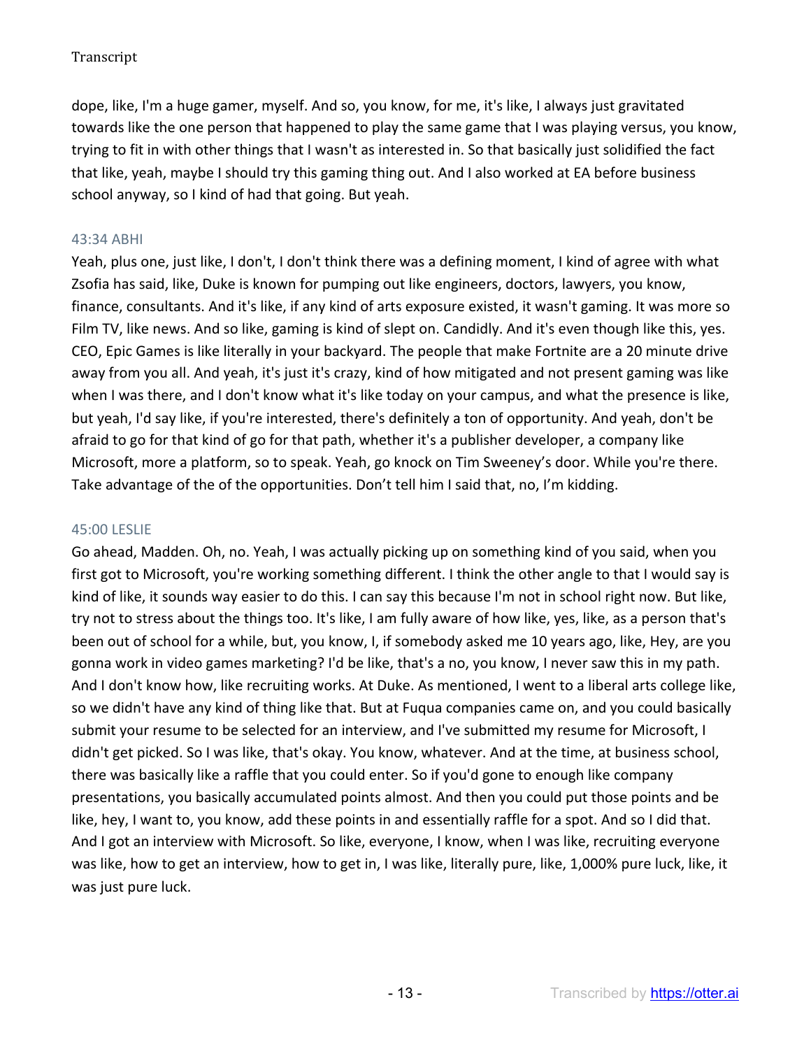dope, like, I'm a huge gamer, myself. And so, you know, for me, it's like, I always just gravitated towards like the one person that happened to play the same game that I was playing versus, you know, trying to fit in with other things that I wasn't as interested in. So that basically just solidified the fact that like, yeah, maybe I should try this gaming thing out. And I also worked at EA before business school anyway, so I kind of had that going. But yeah.

43:34 ABHI

Yeah, plus one, just like, I don't, I don't think there was a defining moment, I kind of agree with what Zsofia has said, like, Duke is known for pumping out like engineers, doctors, lawyers, you know, finance, consultants. And it's like, if any kind of arts exposure existed, it wasn't gaming. It was more so Film TV, like news. And so like, gaming is kind of slept on. Candidly. And it's even though like this, yes. CEO, Epic Games is like literally in your backyard. The people that make Fortnite are a 20 minute drive away from you all. And yeah, it's just it's crazy, kind of how mitigated and not present gaming was like when I was there, and I don't know what it's like today on your campus, and what the presence is like, but yeah, I'd say like, if you're interested, there's definitely a ton of opportunity. And yeah, don't be afraid to go for that kind of go for that path, whether it's a publisher developer, a company like Microsoft, more a platform, so to speak. Yeah, go knock on Tim Sweeney's door. While you're there. Take advantage of the of the opportunities. Don't tell him I said that, no, I'm kidding.

45:00 LESLIE

Go ahead, Madden. Oh, no. Yeah, I was actually picking up on something kind of you said, when you first got to Microsoft, you're working something different. I think the other angle to that I would say is kind of like, it sounds way easier to do this. I can say this because I'm not in school right now. But like, try not to stress about the things too. It's like, I am fully aware of how like, yes, like, as a person that's been out of school for a while, but, you know, I, if somebody asked me 10 years ago, like, Hey, are you gonna work in video games marketing? I'd be like, that's a no, you know, I never saw this in my path. And I don't know how, like recruiting works. At Duke. As mentioned, I went to a liberal arts college like, so we didn't have any kind of thing like that. But at Fuqua companies came on, and you could basically submit your resume to be selected for an interview, and I've submitted my resume for Microsoft, I didn't get picked. So I was like, that's okay. You know, whatever. And at the time, at business school, there was basically like a raffle that you could enter. So if you'd gone to enough like company presentations, you basically accumulated points almost. And then you could put those points and be like, hey, I want to, you know, add these points in and essentially raffle for a spot. And so I did that. And I got an interview with Microsoft. So like, everyone, I know, when I was like, recruiting everyone was like, how to get an interview, how to get in, I was like, literally pure, like, 1,000% pure luck, like, it was just pure luck.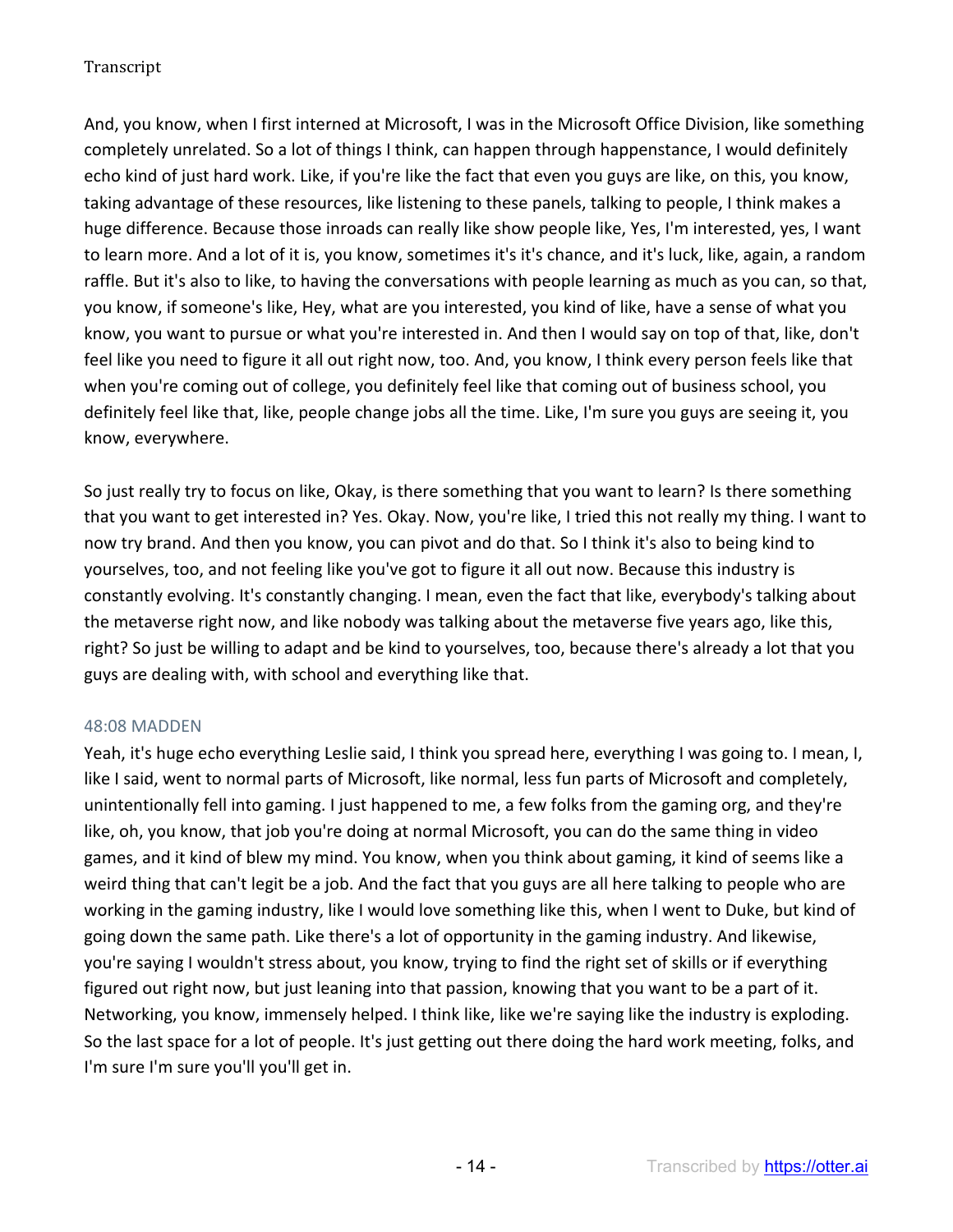And, you know, when I first interned at Microsoft, I was in the Microsoft Office Division, like something completely unrelated. So a lot of things I think, can happen through happenstance, I would definitely echo kind of just hard work. Like, if you're like the fact that even you guys are like, on this, you know, taking advantage of these resources, like listening to these panels, talking to people, I think makes a huge difference. Because those inroads can really like show people like, Yes, I'm interested, yes, I want to learn more. And a lot of it is, you know, sometimes it's it's chance, and it's luck, like, again, a random raffle. But it's also to like, to having the conversations with people learning as much as you can, so that, you know, if someone's like, Hey, what are you interested, you kind of like, have a sense of what you know, you want to pursue or what you're interested in. And then I would say on top of that, like, don't feel like you need to figure it all out right now, too. And, you know, I think every person feels like that when you're coming out of college, you definitely feel like that coming out of business school, you definitely feel like that, like, people change jobs all the time. Like, I'm sure you guys are seeing it, you know, everywhere.

So just really try to focus on like, Okay, is there something that you want to learn? Is there something that you want to get interested in? Yes. Okay. Now, you're like, I tried this not really my thing. I want to now try brand. And then you know, you can pivot and do that. So I think it's also to being kind to yourselves, too, and not feeling like you've got to figure it all out now. Because this industry is constantly evolving. It's constantly changing. I mean, even the fact that like, everybody's talking about the metaverse right now, and like nobody was talking about the metaverse five years ago, like this, right? So just be willing to adapt and be kind to yourselves, too, because there's already a lot that you guys are dealing with, with school and everything like that.

#### 48:08 MADDEN

Yeah, it's huge echo everything Leslie said, I think you spread here, everything I was going to. I mean, I, like I said, went to normal parts of Microsoft, like normal, less fun parts of Microsoft and completely, unintentionally fell into gaming. I just happened to me, a few folks from the gaming org, and they're like, oh, you know, that job you're doing at normal Microsoft, you can do the same thing in video games, and it kind of blew my mind. You know, when you think about gaming, it kind of seems like a weird thing that can't legit be a job. And the fact that you guys are all here talking to people who are working in the gaming industry, like I would love something like this, when I went to Duke, but kind of going down the same path. Like there's a lot of opportunity in the gaming industry. And likewise, you're saying I wouldn't stress about, you know, trying to find the right set of skills or if everything figured out right now, but just leaning into that passion, knowing that you want to be a part of it. Networking, you know, immensely helped. I think like, like we're saying like the industry is exploding. So the last space for a lot of people. It's just getting out there doing the hard work meeting, folks, and I'm sure I'm sure you'll you'll get in.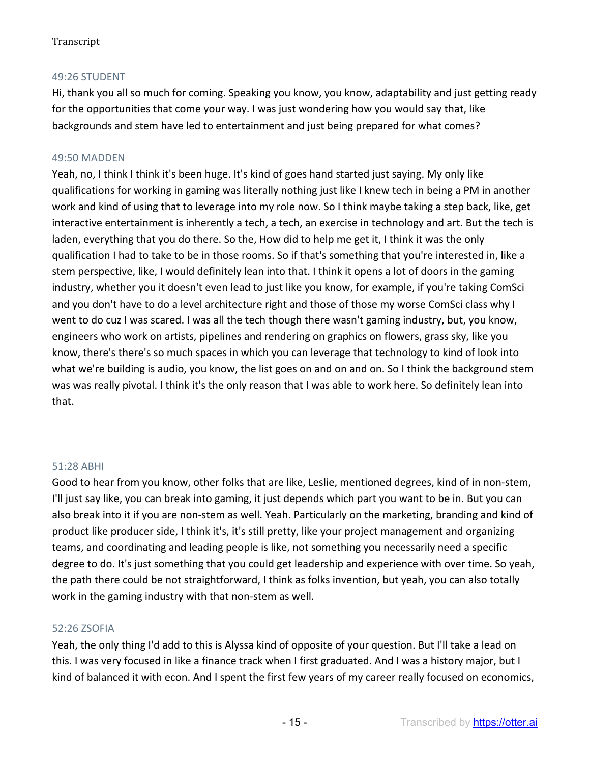Transcript

49:26 STUDENT

Hi, thank you all so much for coming. Speaking you know, you know, adaptability and just getting ready for the opportunities that come your way. I was just wondering how you would say that, like backgrounds and stem have led to entertainment and just being prepared for what comes?

49:50 MADDEN

Yeah, no, I think I think it's been huge. It's kind of goes hand started just saying. My only like qualifications for working in gaming was literally nothing just like I knew tech in being a PM in another work and kind of using that to leverage into my role now. So I think maybe taking a step back, like, get interactive entertainment is inherently a tech, a tech, an exercise in technology and art. But the tech is laden, everything that you do there. So the, How did to help me get it, I think it was the only qualification I had to take to be in those rooms. So if that's something that you're interested in, like a stem perspective, like, I would definitely lean into that. I think it opens a lot of doors in the gaming industry, whether you it doesn't even lead to just like you know, for example, if you're taking ComSci and you don't have to do a level architecture right and those of those my worse ComSci class why I went to do cuz I was scared. I was all the tech though there wasn't gaming industry, but, you know, engineers who work on artists, pipelines and rendering on graphics on flowers, grass sky, like you know, there's there's so much spaces in which you can leverage that technology to kind of look into what we're building is audio, you know, the list goes on and on and on. So I think the background stem was was really pivotal. I think it's the only reason that I was able to work here. So definitely lean into that.

51:28 ABHI

Good to hear from you know, other folks that are like, Leslie, mentioned degrees, kind of in non-stem, I'll just say like, you can break into gaming, it just depends which part you want to be in. But you can also break into it if you are non-stem as well. Yeah. Particularly on the marketing, branding and kind of product like producer side, I think it's, it's still pretty, like your project management and organizing teams, and coordinating and leading people is like, not something you necessarily need a specific degree to do. It's just something that you could get leadership and experience with over time. So yeah, the path there could be not straightforward, I think as folks invention, but yeah, you can also totally work in the gaming industry with that non-stem as well.

52:26 ZSOFIA

Yeah, the only thing I'd add to this is Alyssa kind of opposite of your question. But I'll take a lead on this. I was very focused in like a finance track when I first graduated. And I was a history major, but I kind of balanced it with econ. And I spent the first few years of my career really focused on economics,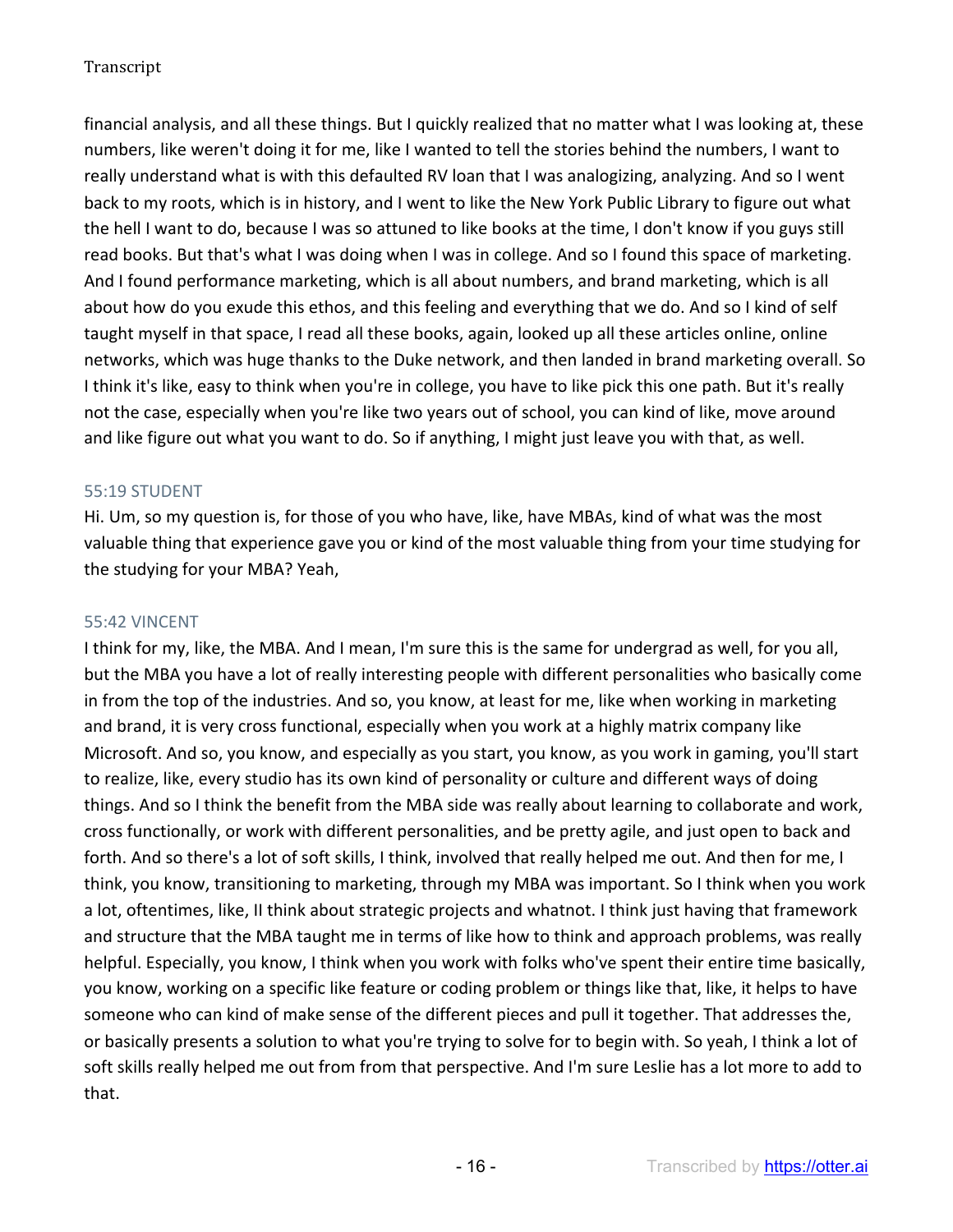financial analysis, and all these things. But I quickly realized that no matter what I was looking at, these numbers, like weren't doing it for me, like I wanted to tell the stories behind the numbers, I want to really understand what is with this defaulted RV loan that I was analogizing, analyzing. And so I went back to my roots, which is in history, and I went to like the New York Public Library to figure out what the hell I want to do, because I was so attuned to like books at the time, I don't know if you guys still read books. But that's what I was doing when I was in college. And so I found this space of marketing. And I found performance marketing, which is all about numbers, and brand marketing, which is all about how do you exude this ethos, and this feeling and everything that we do. And so I kind of self taught myself in that space, I read all these books, again, looked up all these articles online, online networks, which was huge thanks to the Duke network, and then landed in brand marketing overall. So I think it's like, easy to think when you're in college, you have to like pick this one path. But it's really not the case, especially when you're like two years out of school, you can kind of like, move around and like figure out what you want to do. So if anything, I might just leave you with that, as well.

### 55:19 STUDENT

Hi. Um, so my question is, for those of you who have, like, have MBAs, kind of what was the most valuable thing that experience gave you or kind of the most valuable thing from your time studying for the studying for your MBA? Yeah,

### 55:42 VINCENT

I think for my, like, the MBA. And I mean, I'm sure this is the same for undergrad as well, for you all, but the MBA you have a lot of really interesting people with different personalities who basically come in from the top of the industries. And so, you know, at least for me, like when working in marketing and brand, it is very cross functional, especially when you work at a highly matrix company like Microsoft. And so, you know, and especially as you start, you know, as you work in gaming, you'll start to realize, like, every studio has its own kind of personality or culture and different ways of doing things. And so I think the benefit from the MBA side was really about learning to collaborate and work, cross functionally, or work with different personalities, and be pretty agile, and just open to back and forth. And so there's a lot of soft skills, I think, involved that really helped me out. And then for me, I think, you know, transitioning to marketing, through my MBA was important. So I think when you work a lot, oftentimes, like, II think about strategic projects and whatnot. I think just having that framework and structure that the MBA taught me in terms of like how to think and approach problems, was really helpful. Especially, you know, I think when you work with folks who've spent their entire time basically, you know, working on a specific like feature or coding problem or things like that, like, it helps to have someone who can kind of make sense of the different pieces and pull it together. That addresses the, or basically presents a solution to what you're trying to solve for to begin with. So yeah, I think a lot of soft skills really helped me out from from that perspective. And I'm sure Leslie has a lot more to add to that.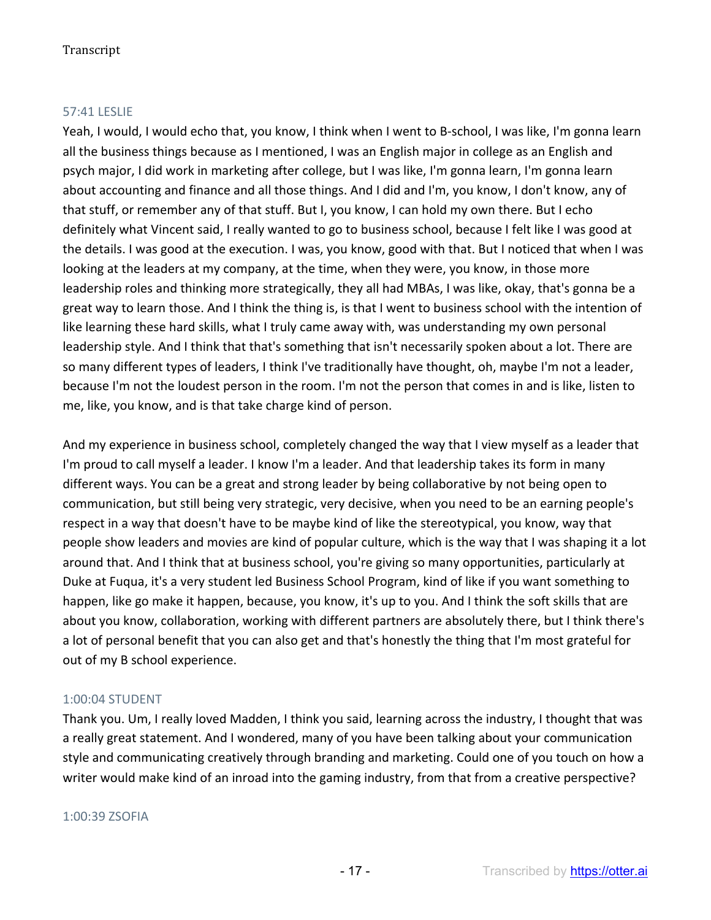57:41 LESLIE

Yeah, I would, I would echo that, you know, I think when I went to B-school, I was like, I'm gonna learn all the business things because as I mentioned, I was an English major in college as an English and psych major, I did work in marketing after college, but I was like, I'm gonna learn, I'm gonna learn about accounting and finance and all those things. And I did and I'm, you know, I don't know, any of that stuff, or remember any of that stuff. But I, you know, I can hold my own there. But I echo definitely what Vincent said, I really wanted to go to business school, because I felt like I was good at the details. I was good at the execution. I was, you know, good with that. But I noticed that when I was looking at the leaders at my company, at the time, when they were, you know, in those more leadership roles and thinking more strategically, they all had MBAs, I was like, okay, that's gonna be a great way to learn those. And I think the thing is, is that I went to business school with the intention of like learning these hard skills, what I truly came away with, was understanding my own personal leadership style. And I think that that's something that isn't necessarily spoken about a lot. There are so many different types of leaders, I think I've traditionally have thought, oh, maybe I'm not a leader, because I'm not the loudest person in the room. I'm not the person that comes in and is like, listen to me, like, you know, and is that take charge kind of person.

And my experience in business school, completely changed the way that I view myself as a leader that I'm proud to call myself a leader. I know I'm a leader. And that leadership takes its form in many different ways. You can be a great and strong leader by being collaborative by not being open to communication, but still being very strategic, very decisive, when you need to be an earning people's respect in a way that doesn't have to be maybe kind of like the stereotypical, you know, way that people show leaders and movies are kind of popular culture, which is the way that I was shaping it a lot around that. And I think that at business school, you're giving so many opportunities, particularly at Duke at Fuqua, it's a very student led Business School Program, kind of like if you want something to happen, like go make it happen, because, you know, it's up to you. And I think the soft skills that are about you know, collaboration, working with different partners are absolutely there, but I think there's a lot of personal benefit that you can also get and that's honestly the thing that I'm most grateful for out of my B school experience.

1:00:04 STUDENT

Thank you. Um, I really loved Madden, I think you said, learning across the industry, I thought that was a really great statement. And I wondered, many of you have been talking about your communication style and communicating creatively through branding and marketing. Could one of you touch on how a writer would make kind of an inroad into the gaming industry, from that from a creative perspective?

1:00:39 ZSOFIA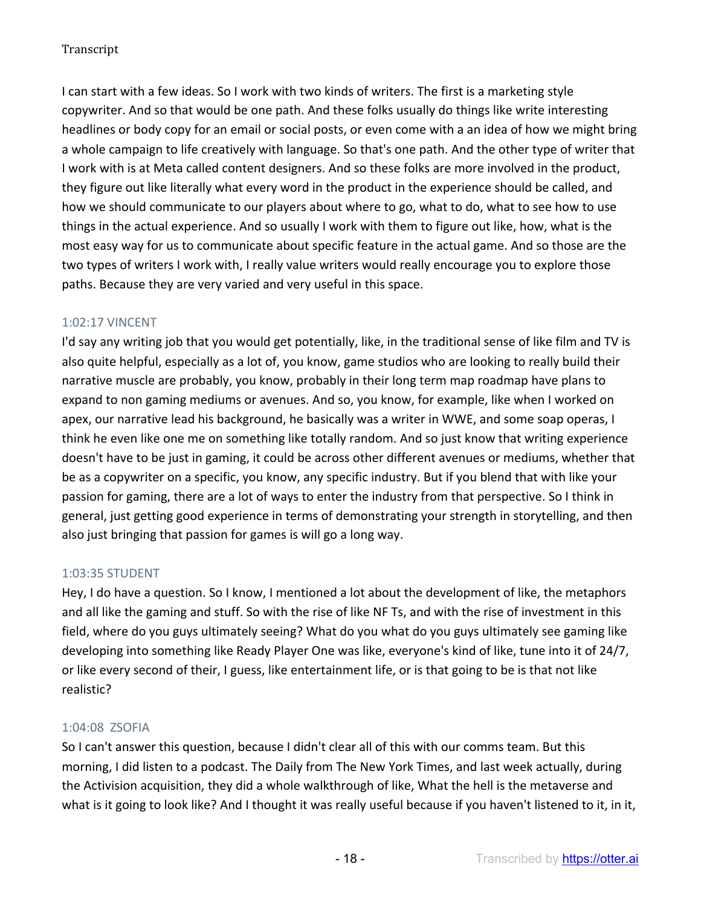I can start with a few ideas. So I work with two kinds of writers. The first is a marketing style copywriter. And so that would be one path. And these folks usually do things like write interesting headlines or body copy for an email or social posts, or even come with a an idea of how we might bring a whole campaign to life creatively with language. So that's one path. And the other type of writer that I work with is at Meta called content designers. And so these folks are more involved in the product, they figure out like literally what every word in the product in the experience should be called, and how we should communicate to our players about where to go, what to do, what to see how to use things in the actual experience. And so usually I work with them to figure out like, how, what is the most easy way for us to communicate about specific feature in the actual game. And so those are the two types of writers I work with, I really value writers would really encourage you to explore those paths. Because they are very varied and very useful in this space.

1:02:17 VINCENT

I'd say any writing job that you would get potentially, like, in the traditional sense of like film and TV is also quite helpful, especially as a lot of, you know, game studios who are looking to really build their narrative muscle are probably, you know, probably in their long term map roadmap have plans to expand to non gaming mediums or avenues. And so, you know, for example, like when I worked on apex, our narrative lead his background, he basically was a writer in WWE, and some soap operas, I think he even like one me on something like totally random. And so just know that writing experience doesn't have to be just in gaming, it could be across other different avenues or mediums, whether that be as a copywriter on a specific, you know, any specific industry. But if you blend that with like your passion for gaming, there are a lot of ways to enter the industry from that perspective. So I think in general, just getting good experience in terms of demonstrating your strength in storytelling, and then also just bringing that passion for games is will go a long way.

1:03:35 STUDENT

Hey, I do have a question. So I know, I mentioned a lot about the development of like, the metaphors and all like the gaming and stuff. So with the rise of like NF Ts, and with the rise of investment in this field, where do you guys ultimately seeing? What do you what do you guys ultimately see gaming like developing into something like Ready Player One was like, everyone's kind of like, tune into it of 24/7, or like every second of their, I guess, like entertainment life, or is that going to be is that not like realistic?

1:04:08 ZSOFIA

So I can't answer this question, because I didn't clear all of this with our comms team. But this morning, I did listen to a podcast. The Daily from The New York Times, and last week actually, during the Activision acquisition, they did a whole walkthrough of like, What the hell is the metaverse and what is it going to look like? And I thought it was really useful because if you haven't listened to it, in it,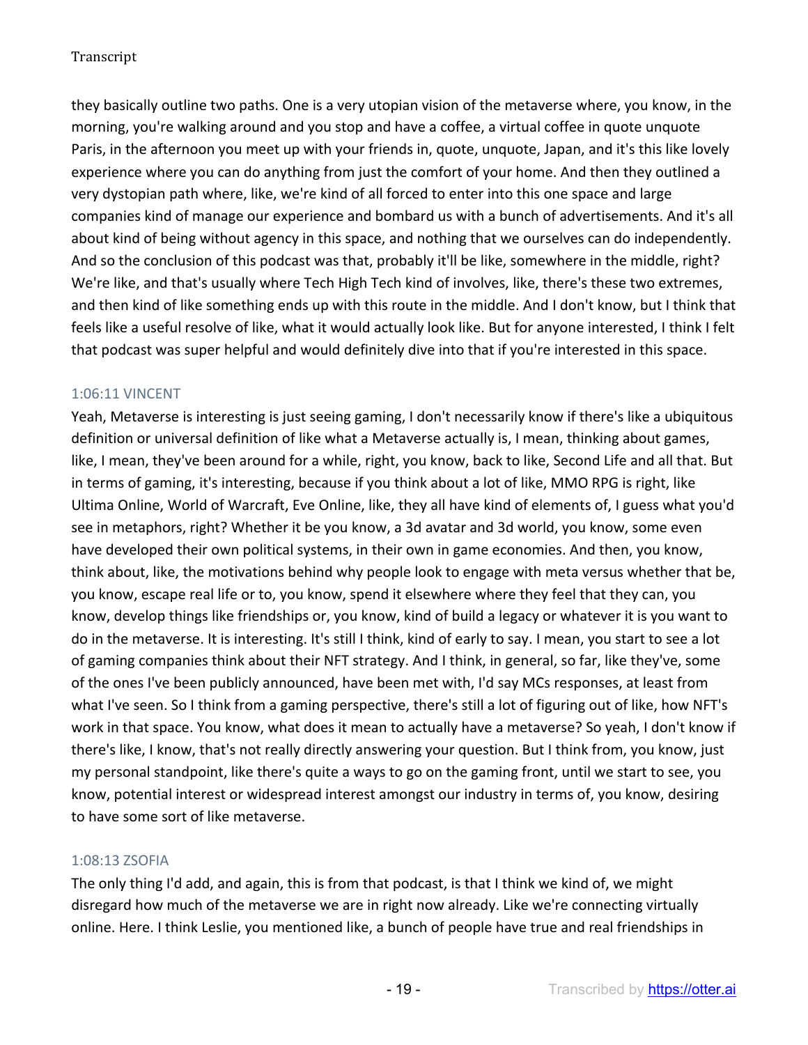they basically outline two paths. One is a very utopian vision of the metaverse where, you know, in the morning, you're walking around and you stop and have a coffee, a virtual coffee in quote unquote Paris, in the afternoon you meet up with your friends in, quote, unquote, Japan, and it's this like lovely experience where you can do anything from just the comfort of your home. And then they outlined a very dystopian path where, like, we're kind of all forced to enter into this one space and large companies kind of manage our experience and bombard us with a bunch of advertisements. And it's all about kind of being without agency in this space, and nothing that we ourselves can do independently. And so the conclusion of this podcast was that, probably it'll be like, somewhere in the middle, right? We're like, and that's usually where Tech High Tech kind of involves, like, there's these two extremes, and then kind of like something ends up with this route in the middle. And I don't know, but I think that feels like a useful resolve of like, what it would actually look like. But for anyone interested, I think I felt that podcast was super helpful and would definitely dive into that if you're interested in this space.

### 1:06:11 VINCENT

Yeah, Metaverse is interesting is just seeing gaming, I don't necessarily know if there's like a ubiquitous definition or universal definition of like what a Metaverse actually is, I mean, thinking about games, like, I mean, they've been around for a while, right, you know, back to like, Second Life and all that. But in terms of gaming, it's interesting, because if you think about a lot of like, MMO RPG is right, like Ultima Online, World of Warcraft, Eve Online, like, they all have kind of elements of, I guess what you'd see in metaphors, right? Whether it be you know, a 3d avatar and 3d world, you know, some even have developed their own political systems, in their own in game economies. And then, you know, think about, like, the motivations behind why people look to engage with meta versus whether that be, you know, escape real life or to, you know, spend it elsewhere where they feel that they can, you know, develop things like friendships or, you know, kind of build a legacy or whatever it is you want to do in the metaverse. It is interesting. It's still I think, kind of early to say. I mean, you start to see a lot of gaming companies think about their NFT strategy. And I think, in general, so far, like they've, some of the ones I've been publicly announced, have been met with, I'd say MCs responses, at least from what I've seen. So I think from a gaming perspective, there's still a lot of figuring out of like, how NFT's work in that space. You know, what does it mean to actually have a metaverse? So yeah, I don't know if there's like, I know, that's not really directly answering your question. But I think from, you know, just my personal standpoint, like there's quite a ways to go on the gaming front, until we start to see, you know, potential interest or widespread interest amongst our industry in terms of, you know, desiring to have some sort of like metaverse.

### 1:08:13 ZSOFIA

The only thing I'd add, and again, this is from that podcast, is that I think we kind of, we might disregard how much of the metaverse we are in right now already. Like we're connecting virtually online. Here. I think Leslie, you mentioned like, a bunch of people have true and real friendships in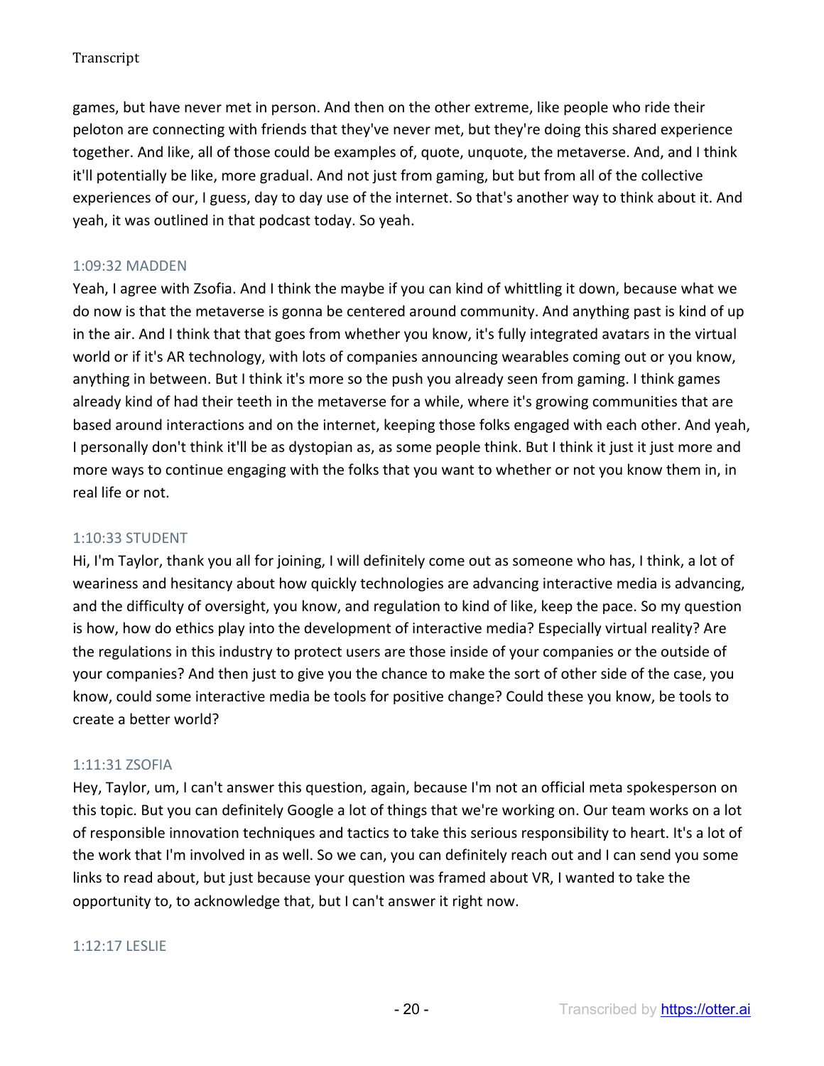games, but have never met in person. And then on the other extreme, like people who ride their peloton are connecting with friends that they've never met, but they're doing this shared experience together. And like, all of those could be examples of, quote, unquote, the metaverse. And, and I think it'll potentially be like, more gradual. And not just from gaming, but but from all of the collective experiences of our, I guess, day to day use of the internet. So that's another way to think about it. And yeah, it was outlined in that podcast today. So yeah.

1:09:32 MADDEN

Yeah, I agree with Zsofia. And I think the maybe if you can kind of whittling it down, because what we do now is that the metaverse is gonna be centered around community. And anything past is kind of up in the air. And I think that that goes from whether you know, it's fully integrated avatars in the virtual world or if it's AR technology, with lots of companies announcing wearables coming out or you know, anything in between. But I think it's more so the push you already seen from gaming. I think games already kind of had their teeth in the metaverse for a while, where it's growing communities that are based around interactions and on the internet, keeping those folks engaged with each other. And yeah, I personally don't think it'll be as dystopian as, as some people think. But I think it just it just more and more ways to continue engaging with the folks that you want to whether or not you know them in, in real life or not.

1:10:33 STUDENT

Hi, I'm Taylor, thank you all for joining, I will definitely come out as someone who has, I think, a lot of weariness and hesitancy about how quickly technologies are advancing interactive media is advancing, and the difficulty of oversight, you know, and regulation to kind of like, keep the pace. So my question is how, how do ethics play into the development of interactive media? Especially virtual reality? Are the regulations in this industry to protect users are those inside of your companies or the outside of your companies? And then just to give you the chance to make the sort of other side of the case, you know, could some interactive media be tools for positive change? Could these you know, be tools to create a better world?

1:11:31 ZSOFIA

Hey, Taylor, um, I can't answer this question, again, because I'm not an official meta spokesperson on this topic. But you can definitely Google a lot of things that we're working on. Our team works on a lot of responsible innovation techniques and tactics to take this serious responsibility to heart. It's a lot of the work that I'm involved in as well. So we can, you can definitely reach out and I can send you some links to read about, but just because your question was framed about VR, I wanted to take the opportunity to, to acknowledge that, but I can't answer it right now.

1:12:17 LESLIE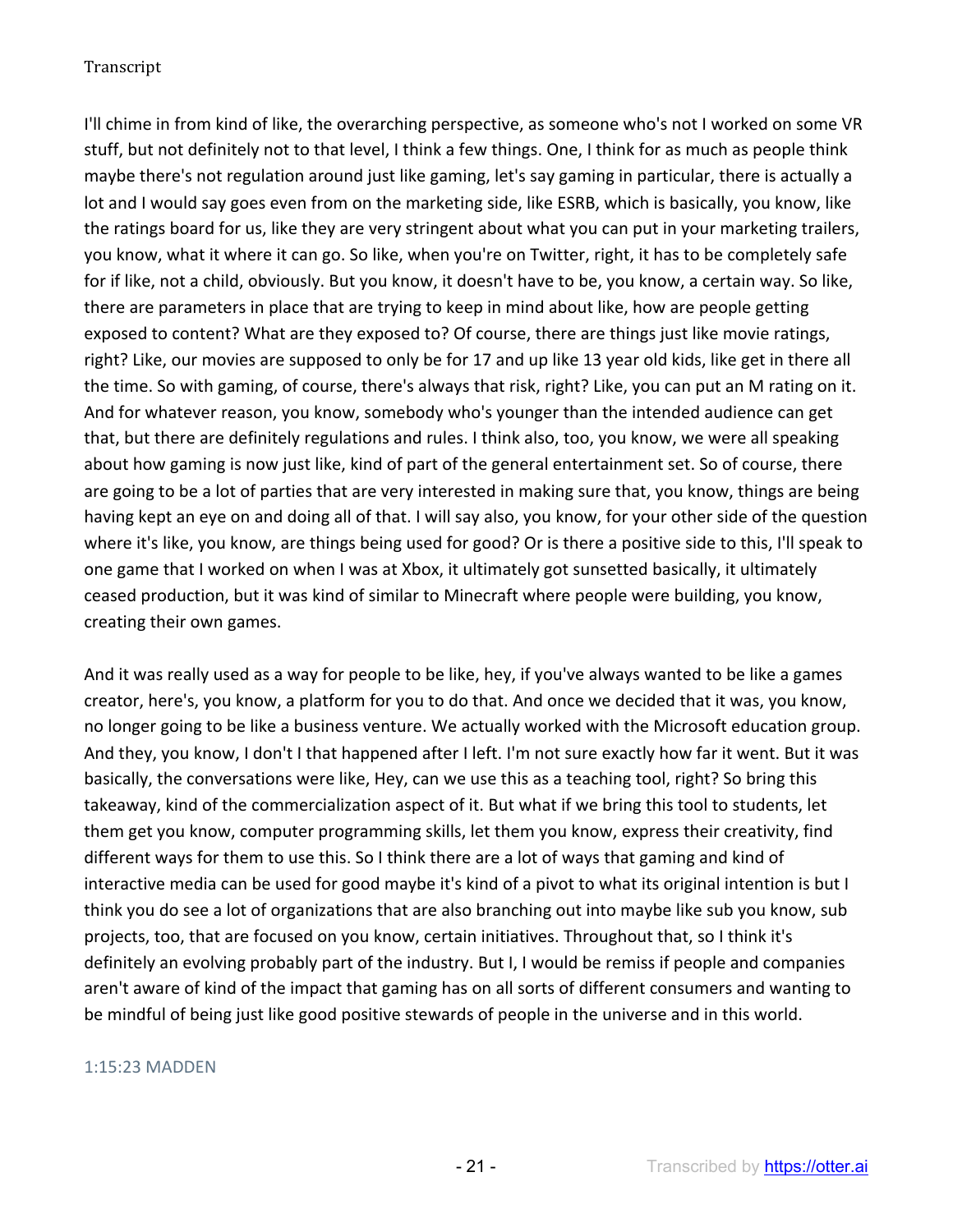I'll chime in from kind of like, the overarching perspective, as someone who's not I worked on some VR stuff, but not definitely not to that level, I think a few things. One, I think for as much as people think maybe there's not regulation around just like gaming, let's say gaming in particular, there is actually a lot and I would say goes even from on the marketing side, like ESRB, which is basically, you know, like the ratings board for us, like they are very stringent about what you can put in your marketing trailers, you know, what it where it can go. So like, when you're on Twitter, right, it has to be completely safe for if like, not a child, obviously. But you know, it doesn't have to be, you know, a certain way. So like, there are parameters in place that are trying to keep in mind about like, how are people getting exposed to content? What are they exposed to? Of course, there are things just like movie ratings, right? Like, our movies are supposed to only be for 17 and up like 13 year old kids, like get in there all the time. So with gaming, of course, there's always that risk, right? Like, you can put an M rating on it. And for whatever reason, you know, somebody who's younger than the intended audience can get that, but there are definitely regulations and rules. I think also, too, you know, we were all speaking about how gaming is now just like, kind of part of the general entertainment set. So of course, there are going to be a lot of parties that are very interested in making sure that, you know, things are being having kept an eye on and doing all of that. I will say also, you know, for your other side of the question where it's like, you know, are things being used for good? Or is there a positive side to this, I'll speak to one game that I worked on when I was at Xbox, it ultimately got sunsetted basically, it ultimately ceased production, but it was kind of similar to Minecraft where people were building, you know, creating their own games.

And it was really used as a way for people to be like, hey, if you've always wanted to be like a games creator, here's, you know, a platform for you to do that. And once we decided that it was, you know, no longer going to be like a business venture. We actually worked with the Microsoft education group. And they, you know, I don't I that happened after I left. I'm not sure exactly how far it went. But it was basically, the conversations were like, Hey, can we use this as a teaching tool, right? So bring this takeaway, kind of the commercialization aspect of it. But what if we bring this tool to students, let them get you know, computer programming skills, let them you know, express their creativity, find different ways for them to use this. So I think there are a lot of ways that gaming and kind of interactive media can be used for good maybe it's kind of a pivot to what its original intention is but I think you do see a lot of organizations that are also branching out into maybe like sub you know, sub projects, too, that are focused on you know, certain initiatives. Throughout that, so I think it's definitely an evolving probably part of the industry. But I, I would be remiss if people and companies aren't aware of kind of the impact that gaming has on all sorts of different consumers and wanting to be mindful of being just like good positive stewards of people in the universe and in this world.

1:15:23 MADDEN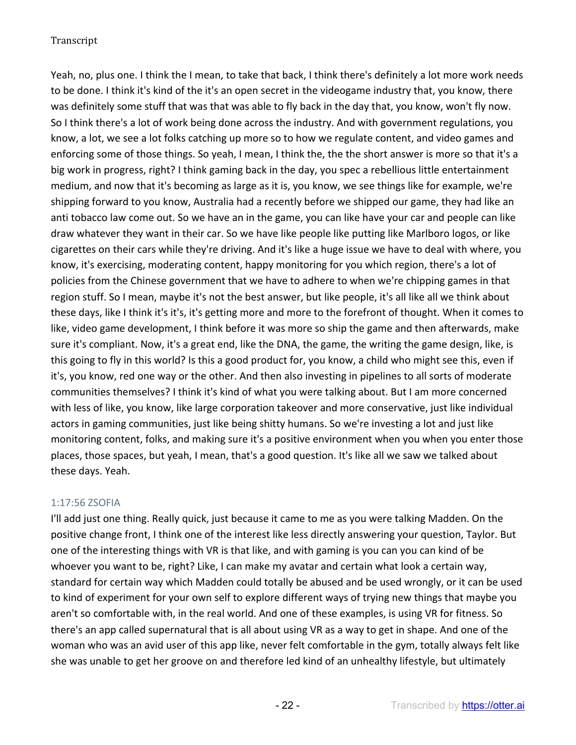Yeah, no, plus one. I think the I mean, to take that back, I think there's definitely a lot more work needs to be done. I think it's kind of the it's an open secret in the videogame industry that, you know, there was definitely some stuff that was that was able to fly back in the day that, you know, won't fly now. So I think there's a lot of work being done across the industry. And with government regulations, you know, a lot, we see a lot folks catching up more so to how we regulate content, and video games and enforcing some of those things. So yeah, I mean, I think the, the the short answer is more so that it's a big work in progress, right? I think gaming back in the day, you spec a rebellious little entertainment medium, and now that it's becoming as large as it is, you know, we see things like for example, we're shipping forward to you know, Australia had a recently before we shipped our game, they had like an anti tobacco law come out. So we have an in the game, you can like have your car and people can like draw whatever they want in their car. So we have like people like putting like Marlboro logos, or like cigarettes on their cars while they're driving. And it's like a huge issue we have to deal with where, you know, it's exercising, moderating content, happy monitoring for you which region, there's a lot of policies from the Chinese government that we have to adhere to when we're chipping games in that region stuff. So I mean, maybe it's not the best answer, but like people, it's all like all we think about these days, like I think it's it's, it's getting more and more to the forefront of thought. When it comes to like, video game development, I think before it was more so ship the game and then afterwards, make sure it's compliant. Now, it's a great end, like the DNA, the game, the writing the game design, like, is this going to fly in this world? Is this a good product for, you know, a child who might see this, even if it's, you know, red one way or the other. And then also investing in pipelines to all sorts of moderate communities themselves? I think it's kind of what you were talking about. But I am more concerned with less of like, you know, like large corporation takeover and more conservative, just like individual actors in gaming communities, just like being shitty humans. So we're investing a lot and just like monitoring content, folks, and making sure it's a positive environment when you when you enter those places, those spaces, but yeah, I mean, that's a good question. It's like all we saw we talked about these days. Yeah.

1:17:56 ZSOFIA

I'll add just one thing. Really quick, just because it came to me as you were talking Madden. On the positive change front, I think one of the interest like less directly answering your question, Taylor. But one of the interesting things with VR is that like, and with gaming is you can you can kind of be whoever you want to be, right? Like, I can make my avatar and certain what look a certain way, standard for certain way which Madden could totally be abused and be used wrongly, or it can be used to kind of experiment for your own self to explore different ways of trying new things that maybe you aren't so comfortable with, in the real world. And one of these examples, is using VR for fitness. So there's an app called supernatural that is all about using VR as a way to get in shape. And one of the woman who was an avid user of this app like, never felt comfortable in the gym, totally always felt like she was unable to get her groove on and therefore led kind of an unhealthy lifestyle, but ultimately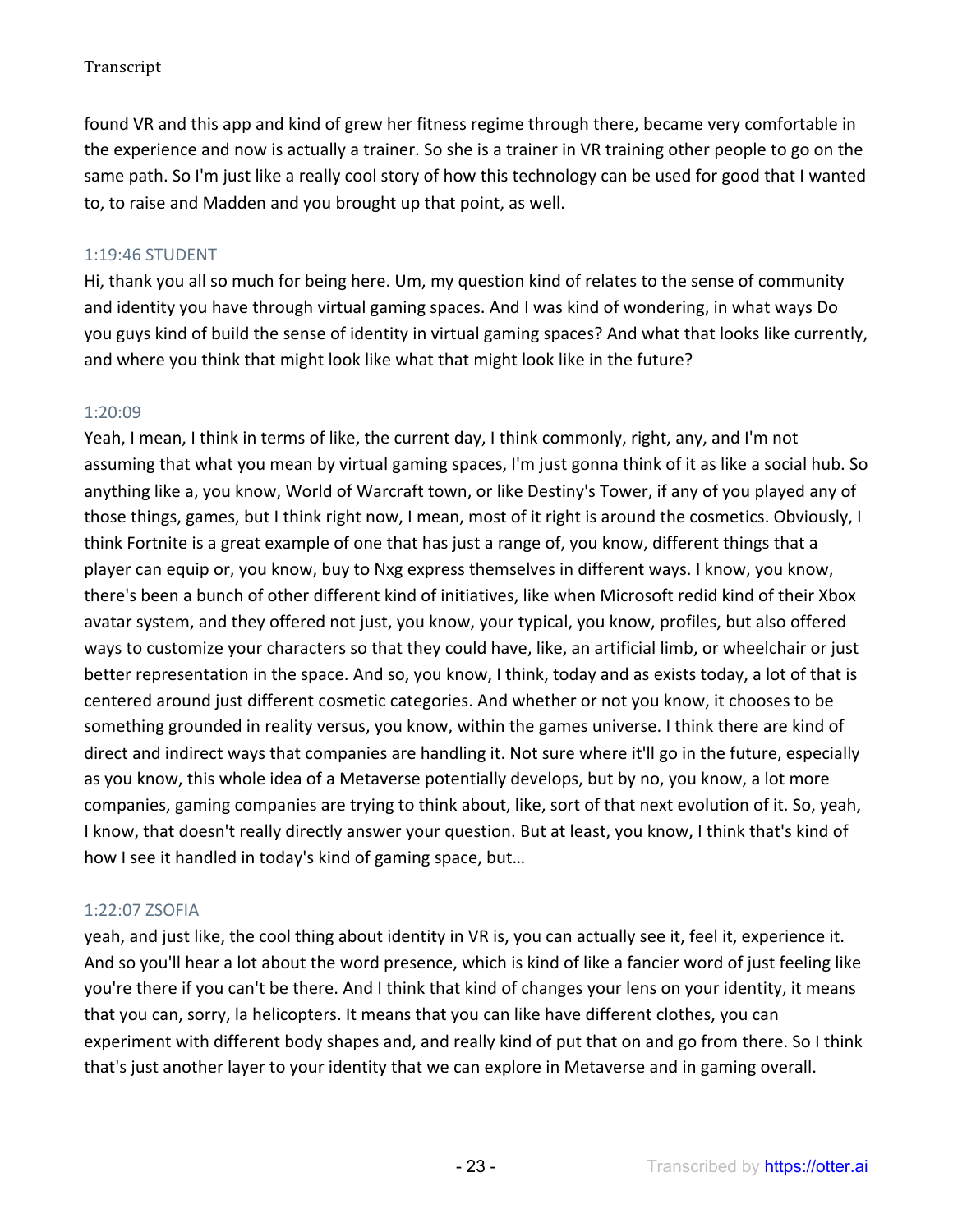found VR and this app and kind of grew her fitness regime through there, became very comfortable in the experience and now is actually a trainer. So she is a trainer in VR training other people to go on the same path. So I'm just like a really cool story of how this technology can be used for good that I wanted to, to raise and Madden and you brought up that point, as well.

### 1:19:46 STUDENT

Hi, thank you all so much for being here. Um, my question kind of relates to the sense of community and identity you have through virtual gaming spaces. And I was kind of wondering, in what ways Do you guys kind of build the sense of identity in virtual gaming spaces? And what that looks like currently, and where you think that might look like what that might look like in the future?

### 1:20:09

Yeah, I mean, I think in terms of like, the current day, I think commonly, right, any, and I'm not assuming that what you mean by virtual gaming spaces, I'm just gonna think of it as like a social hub. So anything like a, you know, World of Warcraft town, or like Destiny's Tower, if any of you played any of those things, games, but I think right now, I mean, most of it right is around the cosmetics. Obviously, I think Fortnite is a great example of one that has just a range of, you know, different things that a player can equip or, you know, buy to Nxg express themselves in different ways. I know, you know, there's been a bunch of other different kind of initiatives, like when Microsoft redid kind of their Xbox avatar system, and they offered not just, you know, your typical, you know, profiles, but also offered ways to customize your characters so that they could have, like, an artificial limb, or wheelchair or just better representation in the space. And so, you know, I think, today and as exists today, a lot of that is centered around just different cosmetic categories. And whether or not you know, it chooses to be something grounded in reality versus, you know, within the games universe. I think there are kind of direct and indirect ways that companies are handling it. Not sure where it'll go in the future, especially as you know, this whole idea of a Metaverse potentially develops, but by no, you know, a lot more companies, gaming companies are trying to think about, like, sort of that next evolution of it. So, yeah, I know, that doesn't really directly answer your question. But at least, you know, I think that's kind of how I see it handled in today's kind of gaming space, but…

### 1:22:07 ZSOFIA

yeah, and just like, the cool thing about identity in VR is, you can actually see it, feel it, experience it. And so you'll hear a lot about the word presence, which is kind of like a fancier word of just feeling like you're there if you can't be there. And I think that kind of changes your lens on your identity, it means that you can, sorry, la helicopters. It means that you can like have different clothes, you can experiment with different body shapes and, and really kind of put that on and go from there. So I think that's just another layer to your identity that we can explore in Metaverse and in gaming overall.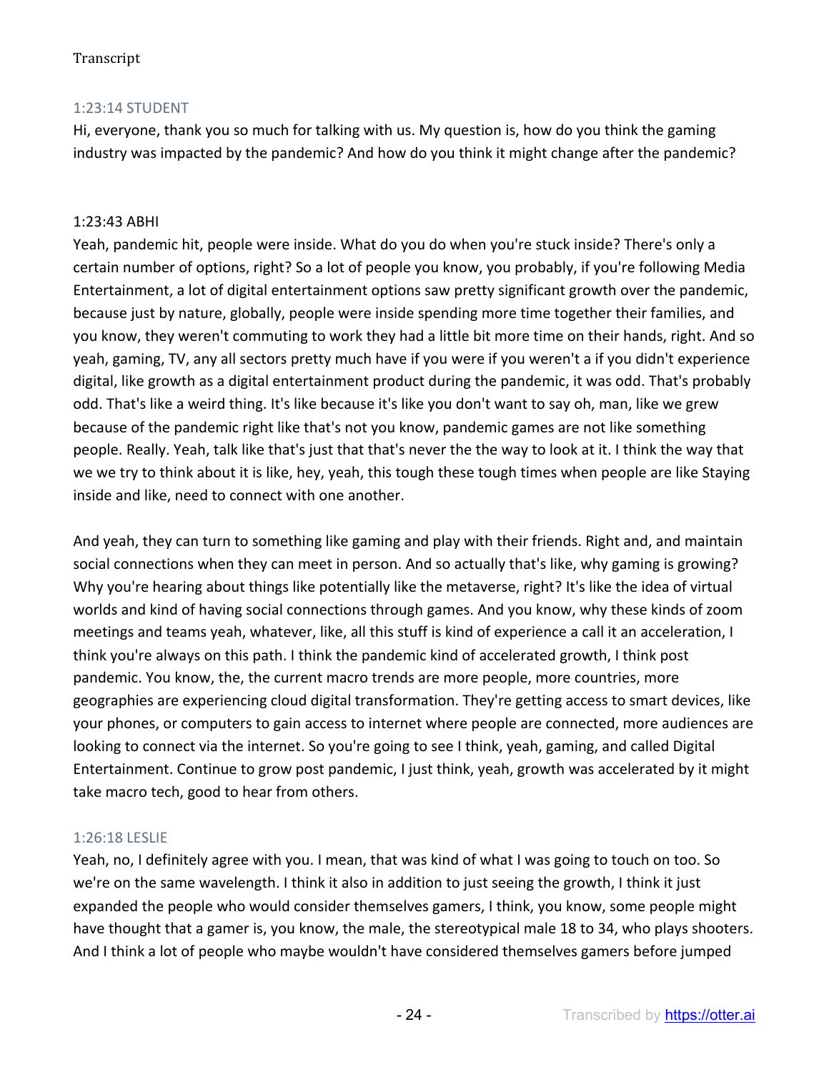#### 1:23:14 STUDENT

Hi, everyone, thank you so much for talking with us. My question is, how do you think the gaming industry was impacted by the pandemic? And how do you think it might change after the pandemic?

#### 1:23:43 ABHI

Yeah, pandemic hit, people were inside. What do you do when you're stuck inside? There's only a certain number of options, right? So a lot of people you know, you probably, if you're following Media Entertainment, a lot of digital entertainment options saw pretty significant growth over the pandemic, because just by nature, globally, people were inside spending more time together their families, and you know, they weren't commuting to work they had a little bit more time on their hands, right. And so yeah, gaming, TV, any all sectors pretty much have if you were if you weren't a if you didn't experience digital, like growth as a digital entertainment product during the pandemic, it was odd. That's probably odd. That's like a weird thing. It's like because it's like you don't want to say oh, man, like we grew because of the pandemic right like that's not you know, pandemic games are not like something people. Really. Yeah, talk like that's just that that's never the the way to look at it. I think the way that we we try to think about it is like, hey, yeah, this tough these tough times when people are like Staying inside and like, need to connect with one another.

And yeah, they can turn to something like gaming and play with their friends. Right and, and maintain social connections when they can meet in person. And so actually that's like, why gaming is growing? Why you're hearing about things like potentially like the metaverse, right? It's like the idea of virtual worlds and kind of having social connections through games. And you know, why these kinds of zoom meetings and teams yeah, whatever, like, all this stuff is kind of experience a call it an acceleration, I think you're always on this path. I think the pandemic kind of accelerated growth, I think post pandemic. You know, the, the current macro trends are more people, more countries, more geographies are experiencing cloud digital transformation. They're getting access to smart devices, like your phones, or computers to gain access to internet where people are connected, more audiences are looking to connect via the internet. So you're going to see I think, yeah, gaming, and called Digital Entertainment. Continue to grow post pandemic, I just think, yeah, growth was accelerated by it might take macro tech, good to hear from others.

#### 1:26:18 LESLIE

Yeah, no, I definitely agree with you. I mean, that was kind of what I was going to touch on too. So we're on the same wavelength. I think it also in addition to just seeing the growth, I think it just expanded the people who would consider themselves gamers, I think, you know, some people might have thought that a gamer is, you know, the male, the stereotypical male 18 to 34, who plays shooters. And I think a lot of people who maybe wouldn't have considered themselves gamers before jumped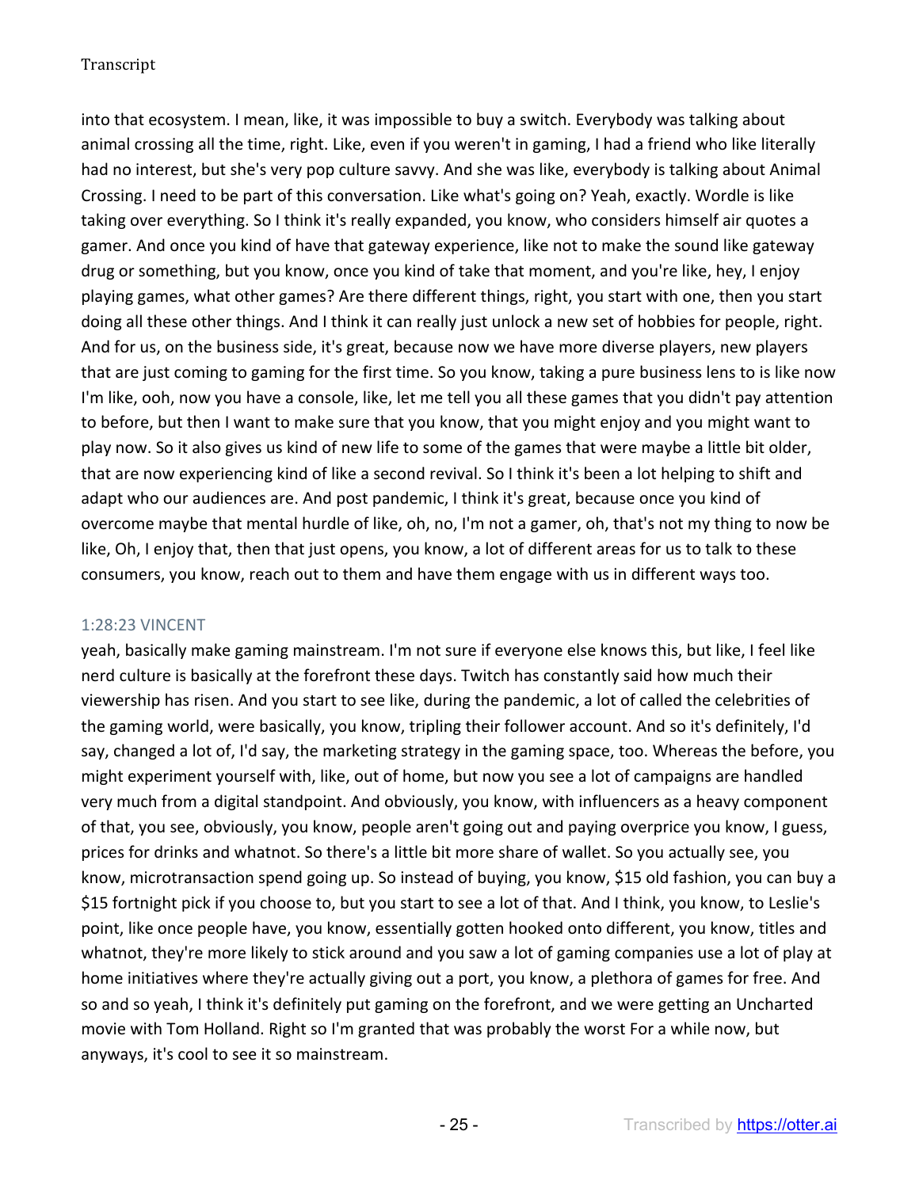into that ecosystem. I mean, like, it was impossible to buy a switch. Everybody was talking about animal crossing all the time, right. Like, even if you weren't in gaming, I had a friend who like literally had no interest, but she's very pop culture savvy. And she was like, everybody is talking about Animal Crossing. I need to be part of this conversation. Like what's going on? Yeah, exactly. Wordle is like taking over everything. So I think it's really expanded, you know, who considers himself air quotes a gamer. And once you kind of have that gateway experience, like not to make the sound like gateway drug or something, but you know, once you kind of take that moment, and you're like, hey, I enjoy playing games, what other games? Are there different things, right, you start with one, then you start doing all these other things. And I think it can really just unlock a new set of hobbies for people, right. And for us, on the business side, it's great, because now we have more diverse players, new players that are just coming to gaming for the first time. So you know, taking a pure business lens to is like now I'm like, ooh, now you have a console, like, let me tell you all these games that you didn't pay attention to before, but then I want to make sure that you know, that you might enjoy and you might want to play now. So it also gives us kind of new life to some of the games that were maybe a little bit older, that are now experiencing kind of like a second revival. So I think it's been a lot helping to shift and adapt who our audiences are. And post pandemic, I think it's great, because once you kind of overcome maybe that mental hurdle of like, oh, no, I'm not a gamer, oh, that's not my thing to now be like, Oh, I enjoy that, then that just opens, you know, a lot of different areas for us to talk to these consumers, you know, reach out to them and have them engage with us in different ways too.

### 1:28:23 VINCENT

yeah, basically make gaming mainstream. I'm not sure if everyone else knows this, but like, I feel like nerd culture is basically at the forefront these days. Twitch has constantly said how much their viewership has risen. And you start to see like, during the pandemic, a lot of called the celebrities of the gaming world, were basically, you know, tripling their follower account. And so it's definitely, I'd say, changed a lot of, I'd say, the marketing strategy in the gaming space, too. Whereas the before, you might experiment yourself with, like, out of home, but now you see a lot of campaigns are handled very much from a digital standpoint. And obviously, you know, with influencers as a heavy component of that, you see, obviously, you know, people aren't going out and paying overprice you know, I guess, prices for drinks and whatnot. So there's a little bit more share of wallet. So you actually see, you know, microtransaction spend going up. So instead of buying, you know, $15 old fashion, you can buy a $15 fortnight pick if you choose to, but you start to see a lot of that. And I think, you know, to Leslie's point, like once people have, you know, essentially gotten hooked onto different, you know, titles and whatnot, they're more likely to stick around and you saw a lot of gaming companies use a lot of play at home initiatives where they're actually giving out a port, you know, a plethora of games for free. And so and so yeah, I think it's definitely put gaming on the forefront, and we were getting an Uncharted movie with Tom Holland. Right so I'm granted that was probably the worst For a while now, but anyways, it's cool to see it so mainstream.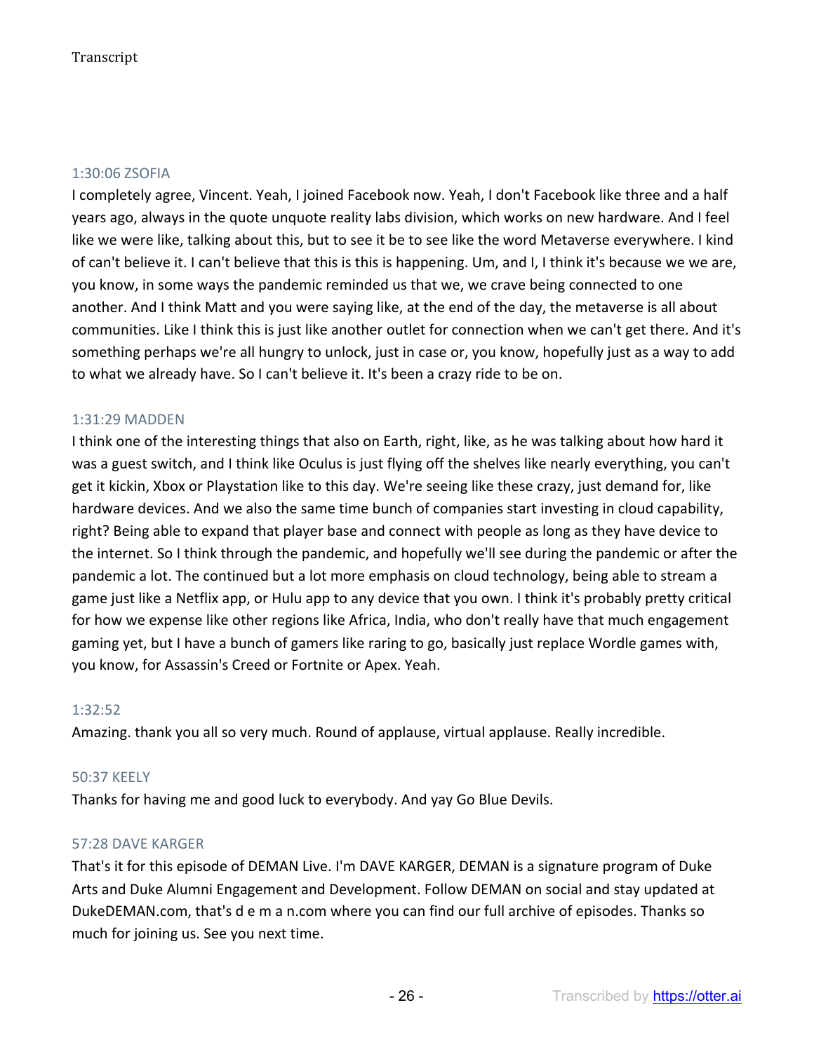1:30:06 ZSOFIA

I completely agree, Vincent. Yeah, I joined Facebook now. Yeah, I don't Facebook like three and a half years ago, always in the quote unquote reality labs division, which works on new hardware. And I feel like we were like, talking about this, but to see it be to see like the word Metaverse everywhere. I kind of can't believe it. I can't believe that this is this is happening. Um, and I, I think it's because we we are, you know, in some ways the pandemic reminded us that we, we crave being connected to one another. And I think Matt and you were saying like, at the end of the day, the metaverse is all about communities. Like I think this is just like another outlet for connection when we can't get there. And it's something perhaps we're all hungry to unlock, just in case or, you know, hopefully just as a way to add to what we already have. So I can't believe it. It's been a crazy ride to be on.

1:31:29 MADDEN

I think one of the interesting things that also on Earth, right, like, as he was talking about how hard it was a guest switch, and I think like Oculus is just flying off the shelves like nearly everything, you can't get it kickin, Xbox or Playstation like to this day. We're seeing like these crazy, just demand for, like hardware devices. And we also the same time bunch of companies start investing in cloud capability, right? Being able to expand that player base and connect with people as long as they have device to the internet. So I think through the pandemic, and hopefully we'll see during the pandemic or after the pandemic a lot. The continued but a lot more emphasis on cloud technology, being able to stream a game just like a Netflix app, or Hulu app to any device that you own. I think it's probably pretty critical for how we expense like other regions like Africa, India, who don't really have that much engagement gaming yet, but I have a bunch of gamers like raring to go, basically just replace Wordle games with, you know, for Assassin's Creed or Fortnite or Apex. Yeah.

1:32:52

Amazing. thank you all so very much. Round of applause, virtual applause. Really incredible.

50:37 KEELY

Thanks for having me and good luck to everybody. And yay Go Blue Devils.

57:28 DAVE KARGER

That's it for this episode of DEMAN Live. I'm DAVE KARGER, DEMAN is a signature program of Duke Arts and Duke Alumni Engagement and Development. Follow DEMAN on social and stay updated at DukeDEMAN.com, that's d e m a n.com where you can find our full archive of episodes. Thanks so much for joining us. See you next time.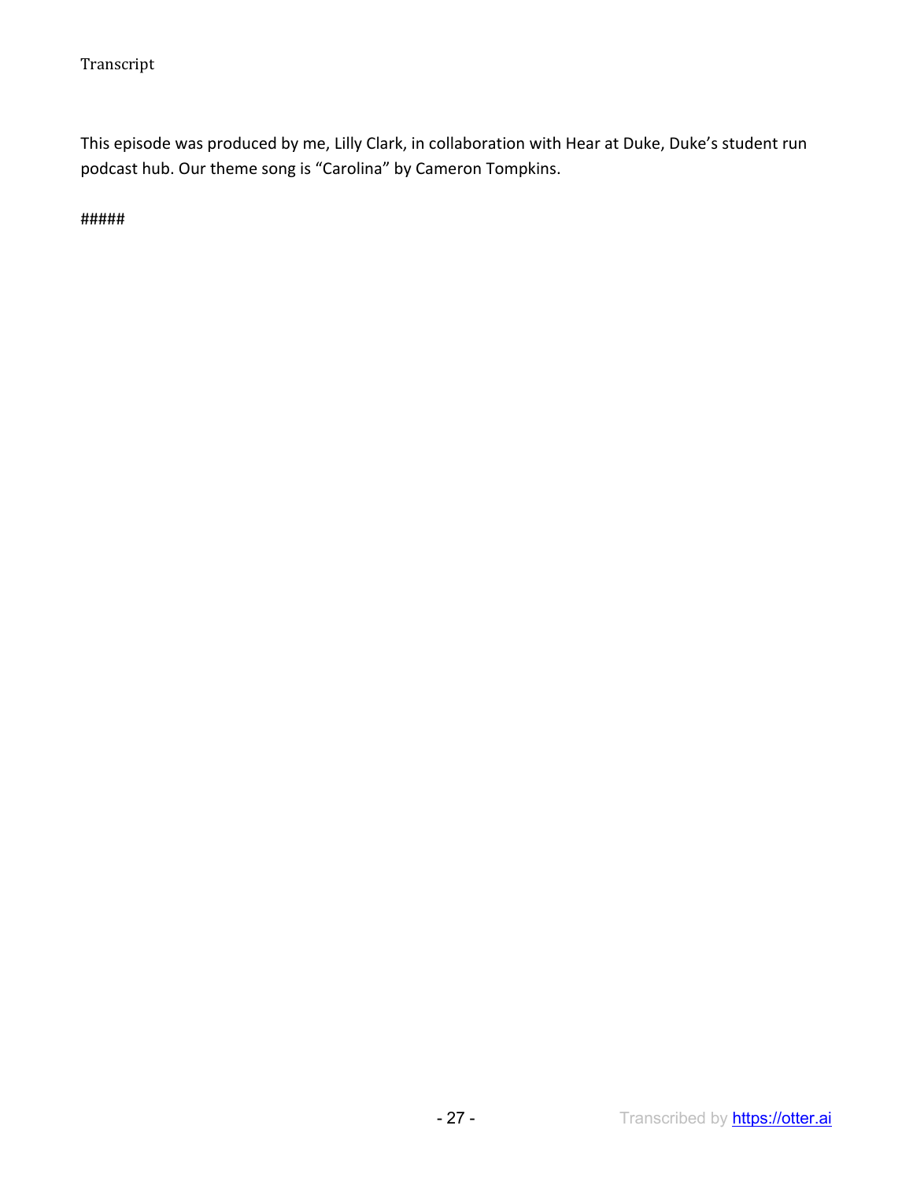This episode was produced by me, Lilly Clark, in collaboration with Hear at Duke, Duke's student run podcast hub. Our theme song is "Carolina" by Cameron Tompkins.

#####